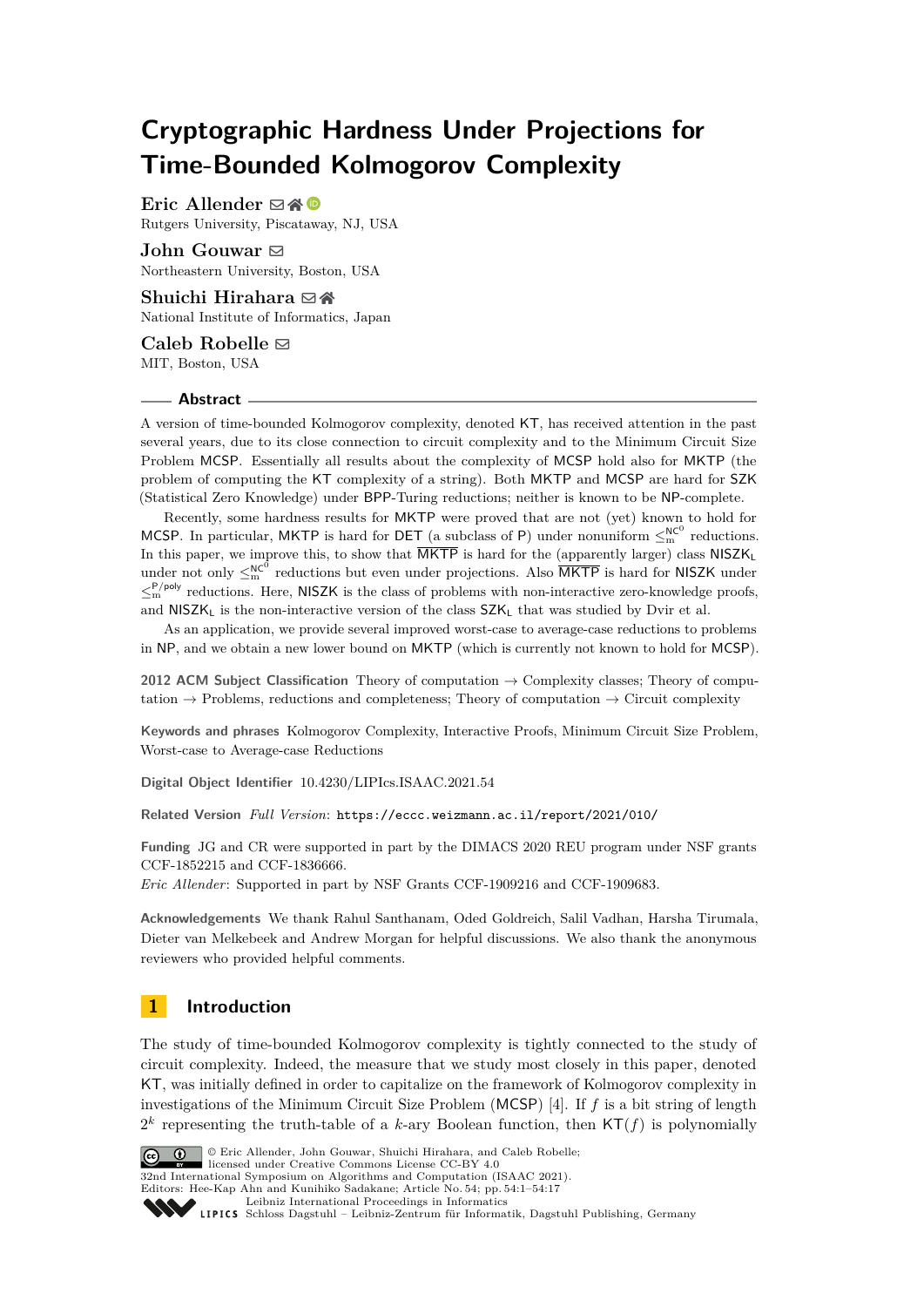# Cryptographic Hardness Under Projections for Time-Bounded Kolmogorov Complexity

**Eric Allender**
Rutgers University, Piscataway, NJ, USA

**John Gouwar**
Northeastern University, Boston, USA

**Shuichi Hirahara**
National Institute of Informatics, Japan

**Caleb Robelle**
MIT, Boston, USA

## Abstract

A version of time-bounded Kolmogorov complexity, denoted KT, has received attention in the past several years, due to its close connection to circuit complexity and to the Minimum Circuit Size Problem MCSP. Essentially all results about the complexity of MCSP hold also for MKTP (the problem of computing the KT complexity of a string). Both MKTP and MCSP are hard for SZK (Statistical Zero Knowledge) under BPP-Turing reductions; neither is known to be NP-complete.

Recently, some hardness results for MKTP were proved that are not (yet) known to hold for MCSP. In particular, MKTP is hard for DET (a subclass of P) under nonuniform $\leq_m^{\mathsf{NC}^0}$ reductions. In this paper, we improve this, to show that $\overline{\mathsf{MKTP}}$ is hard for the (apparently larger) class $\mathsf{NISZK_L}$ under not only $\leq_m^{\mathsf{NC}^0}$ reductions but even under projections. Also $\overline{\mathsf{MKTP}}$ is hard for NISZK under $\leq_m^{\mathsf{P/poly}}$ reductions. Here, NISZK is the class of problems with non-interactive zero-knowledge proofs, and $\mathsf{NISZK_L}$ is the non-interactive version of the class $\mathsf{SZK_L}$ that was studied by Dvir et al.

As an application, we provide several improved worst-case to average-case reductions to problems in NP, and we obtain a new lower bound on MKTP (which is currently not known to hold for MCSP).

**2012 ACM Subject Classification** Theory of computation → Complexity classes; Theory of computation → Problems, reductions and completeness; Theory of computation → Circuit complexity

**Keywords and phrases** Kolmogorov Complexity, Interactive Proofs, Minimum Circuit Size Problem, Worst-case to Average-case Reductions

**Digital Object Identifier** 10.4230/LIPIcs.ISAAC.2021.54

**Related Version** *Full Version*: https://eccc.weizmann.ac.il/report/2021/010/

**Funding** JG and CR were supported in part by the DIMACS 2020 REU program under NSF grants CCF-1852215 and CCF-1836666.
*Eric Allender*: Supported in part by NSF Grants CCF-1909216 and CCF-1909683.

**Acknowledgements** We thank Rahul Santhanam, Oded Goldreich, Salil Vadhan, Harsha Tirumala, Dieter van Melkebeek and Andrew Morgan for helpful discussions. We also thank the anonymous reviewers who provided helpful comments.

## 1 Introduction

The study of time-bounded Kolmogorov complexity is tightly connected to the study of circuit complexity. Indeed, the measure that we study most closely in this paper, denoted KT, was initially defined in order to capitalize on the framework of Kolmogorov complexity in investigations of the Minimum Circuit Size Problem (MCSP) [4]. If $f$ is a bit string of length $2^k$ representing the truth-table of a $k$-ary Boolean function, then $\mathsf{KT}(f)$ is polynomially

© Eric Allender, John Gouwar, Shuichi Hirahara, and Caleb Robelle; licensed under Creative Commons License CC-BY 4.0
32nd International Symposium on Algorithms and Computation (ISAAC 2021).
Editors: Hee-Kap Ahn and Kunihiko Sadakane; Article No. 54; pp. 54:1–54:17
Leibniz International Proceedings in Informatics
Schloss Dagstuhl – Leibniz-Zentrum für Informatik, Dagstuhl Publishing, Germany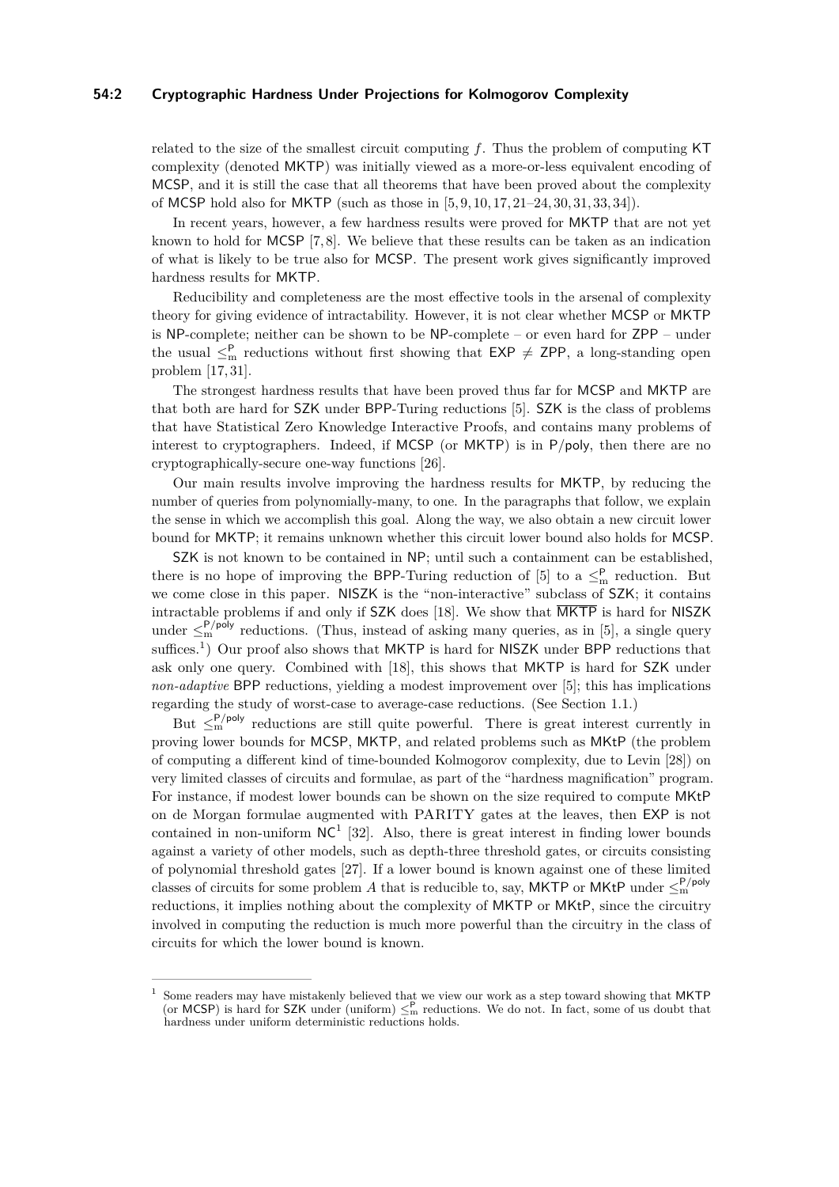related to the size of the smallest circuit computing $f$. Thus the problem of computing KT complexity (denoted MKTP) was initially viewed as a more-or-less equivalent encoding of MCSP, and it is still the case that all theorems that have been proved about the complexity of MCSP hold also for MKTP (such as those in [5, 9, 10, 17, 21–24, 30, 31, 33, 34]).

In recent years, however, a few hardness results were proved for MKTP that are not yet known to hold for MCSP [7, 8]. We believe that these results can be taken as an indication of what is likely to be true also for MCSP. The present work gives significantly improved hardness results for MKTP.

Reducibility and completeness are the most effective tools in the arsenal of complexity theory for giving evidence of intractability. However, it is not clear whether MCSP or MKTP is NP-complete; neither can be shown to be NP-complete – or even hard for ZPP – under the usual $\leq_m^{\mathsf{P}}$ reductions without first showing that $\mathsf{EXP} \neq \mathsf{ZPP}$, a long-standing open problem [17, 31].

The strongest hardness results that have been proved thus far for MCSP and MKTP are that both are hard for SZK under BPP-Turing reductions [5]. SZK is the class of problems that have Statistical Zero Knowledge Interactive Proofs, and contains many problems of interest to cryptographers. Indeed, if MCSP (or MKTP) is in P/poly, then there are no cryptographically-secure one-way functions [26].

Our main results involve improving the hardness results for MKTP, by reducing the number of queries from polynomially-many, to one. In the paragraphs that follow, we explain the sense in which we accomplish this goal. Along the way, we also obtain a new circuit lower bound for MKTP; it remains unknown whether this circuit lower bound also holds for MCSP.

SZK is not known to be contained in NP; until such a containment can be established, there is no hope of improving the BPP-Turing reduction of [5] to a $\leq_m^{\mathsf{P}}$ reduction. But we come close in this paper. NISZK is the "non-interactive" subclass of SZK; it contains intractable problems if and only if SZK does [18]. We show that $\overline{\mathsf{MKTP}}$ is hard for NISZK under $\leq_m^{\mathsf{P/poly}}$ reductions. (Thus, instead of asking many queries, as in [5], a single query suffices.[1]) Our proof also shows that MKTP is hard for NISZK under BPP reductions that ask only one query. Combined with [18], this shows that MKTP is hard for SZK under *non-adaptive* BPP reductions, yielding a modest improvement over [5]; this has implications regarding the study of worst-case to average-case reductions. (See Section 1.1.)

But $\leq_m^{\mathsf{P/poly}}$ reductions are still quite powerful. There is great interest currently in proving lower bounds for MCSP, MKTP, and related problems such as MKtP (the problem of computing a different kind of time-bounded Kolmogorov complexity, due to Levin [28]) on very limited classes of circuits and formulae, as part of the "hardness magnification" program. For instance, if modest lower bounds can be shown on the size required to compute MKtP on de Morgan formulae augmented with PARITY gates at the leaves, then EXP is not contained in non-uniform $\mathsf{NC}^1$ [32]. Also, there is great interest in finding lower bounds against a variety of other models, such as depth-three threshold gates, or circuits consisting of polynomial threshold gates [27]. If a lower bound is known against one of these limited classes of circuits for some problem $A$ that is reducible to, say, MKTP or MKtP under $\leq_m^{\mathsf{P/poly}}$ reductions, it implies nothing about the complexity of MKTP or MKtP, since the circuitry involved in computing the reduction is much more powerful than the circuitry in the class of circuits for which the lower bound is known.

[1] Some readers may have mistakenly believed that we view our work as a step toward showing that MKTP (or MCSP) is hard for SZK under (uniform) $\leq_m^{\mathsf{P}}$ reductions. We do not. In fact, some of us doubt that hardness under uniform deterministic reductions holds.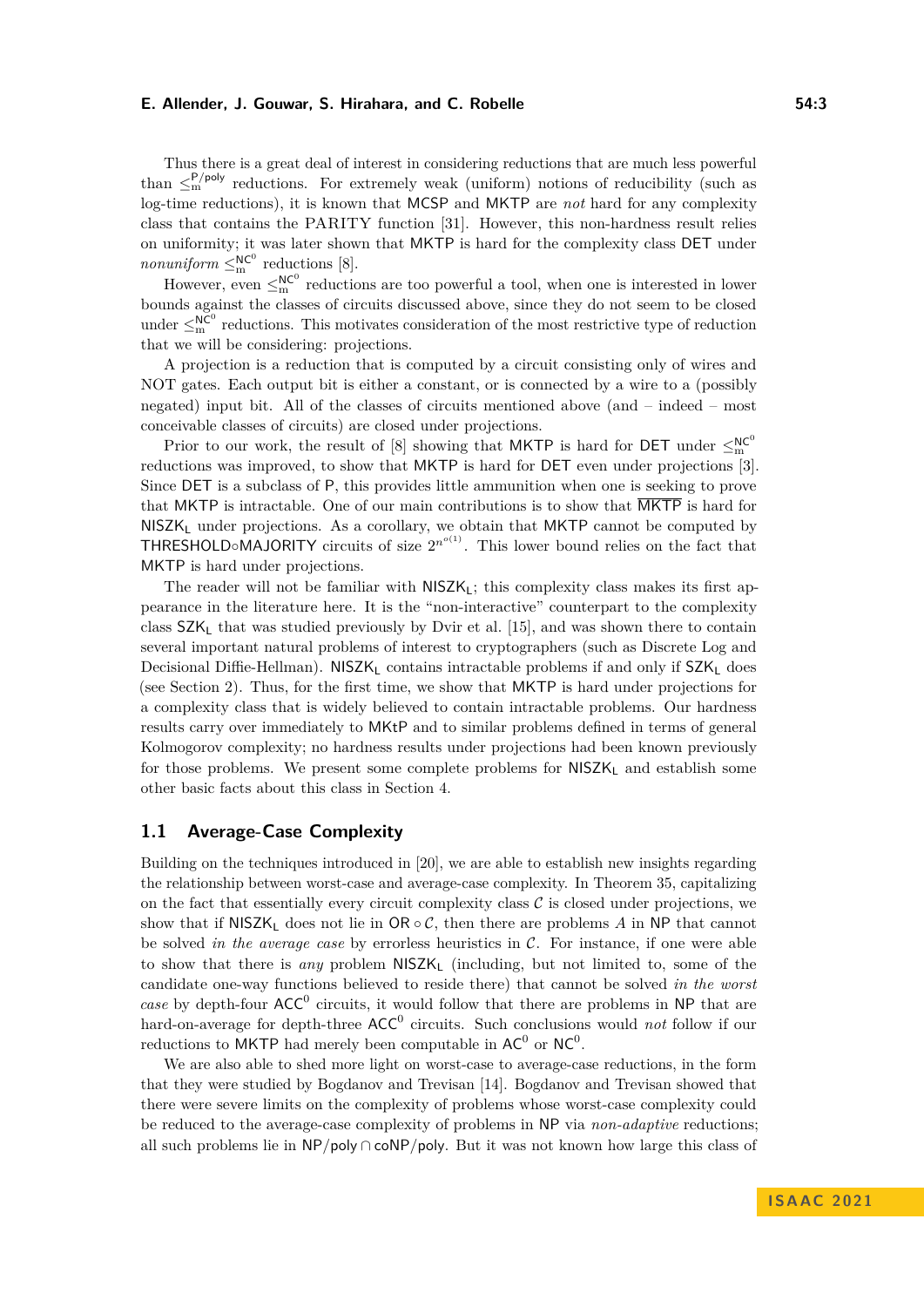Thus there is a great deal of interest in considering reductions that are much less powerful than $\leq_m^{\mathsf{P/poly}}$ reductions. For extremely weak (uniform) notions of reducibility (such as log-time reductions), it is known that MCSP and MKTP are *not* hard for any complexity class that contains the PARITY function [31]. However, this non-hardness result relies on uniformity; it was later shown that MKTP is hard for the complexity class DET under *nonuniform* $\leq_m^{\mathsf{NC}^0}$ reductions [8].

However, even $\leq_m^{\mathsf{NC}^0}$ reductions are too powerful a tool, when one is interested in lower bounds against the classes of circuits discussed above, since they do not seem to be closed under $\leq_m^{\mathsf{NC}^0}$ reductions. This motivates consideration of the most restrictive type of reduction that we will be considering: projections.

A projection is a reduction that is computed by a circuit consisting only of wires and NOT gates. Each output bit is either a constant, or is connected by a wire to a (possibly negated) input bit. All of the classes of circuits mentioned above (and – indeed – most conceivable classes of circuits) are closed under projections.

Prior to our work, the result of [8] showing that MKTP is hard for DET under $\leq_m^{\mathsf{NC}^0}$ reductions was improved, to show that MKTP is hard for DET even under projections [3]. Since DET is a subclass of P, this provides little ammunition when one is seeking to prove that MKTP is intractable. One of our main contributions is to show that $\overline{\mathsf{MKTP}}$ is hard for $\mathsf{NISZK_L}$ under projections. As a corollary, we obtain that MKTP cannot be computed by THRESHOLD∘MAJORITY circuits of size $2^{n^{o(1)}}$. This lower bound relies on the fact that MKTP is hard under projections.

The reader will not be familiar with $\mathsf{NISZK_L}$; this complexity class makes its first appearance in the literature here. It is the "non-interactive" counterpart to the complexity class $\mathsf{SZK_L}$ that was studied previously by Dvir et al. [15], and was shown there to contain several important natural problems of interest to cryptographers (such as Discrete Log and Decisional Diffie-Hellman). $\mathsf{NISZK_L}$ contains intractable problems if and only if $\mathsf{SZK_L}$ does (see Section 2). Thus, for the first time, we show that MKTP is hard under projections for a complexity class that is widely believed to contain intractable problems. Our hardness results carry over immediately to MKtP and to similar problems defined in terms of general Kolmogorov complexity; no hardness results under projections had been known previously for those problems. We present some complete problems for $\mathsf{NISZK_L}$ and establish some other basic facts about this class in Section 4.

## 1.1 Average-Case Complexity

Building on the techniques introduced in [20], we are able to establish new insights regarding the relationship between worst-case and average-case complexity. In Theorem 35, capitalizing on the fact that essentially every circuit complexity class $\mathcal{C}$ is closed under projections, we show that if $\mathsf{NISZK_L}$ does not lie in $\mathsf{OR} \circ \mathcal{C}$, then there are problems $A$ in NP that cannot be solved *in the average case* by errorless heuristics in $\mathcal{C}$. For instance, if one were able to show that there is *any* problem $\mathsf{NISZK_L}$ (including, but not limited to, some of the candidate one-way functions believed to reside there) that cannot be solved *in the worst case* by depth-four $\mathsf{ACC}^0$ circuits, it would follow that there are problems in NP that are hard-on-average for depth-three $\mathsf{ACC}^0$ circuits. Such conclusions would *not* follow if our reductions to MKTP had merely been computable in $\mathsf{AC}^0$ or $\mathsf{NC}^0$.

We are also able to shed more light on worst-case to average-case reductions, in the form that they were studied by Bogdanov and Trevisan [14]. Bogdanov and Trevisan showed that there were severe limits on the complexity of problems whose worst-case complexity could be reduced to the average-case complexity of problems in NP via *non-adaptive* reductions; all such problems lie in NP/poly ∩ coNP/poly. But it was not known how large this class of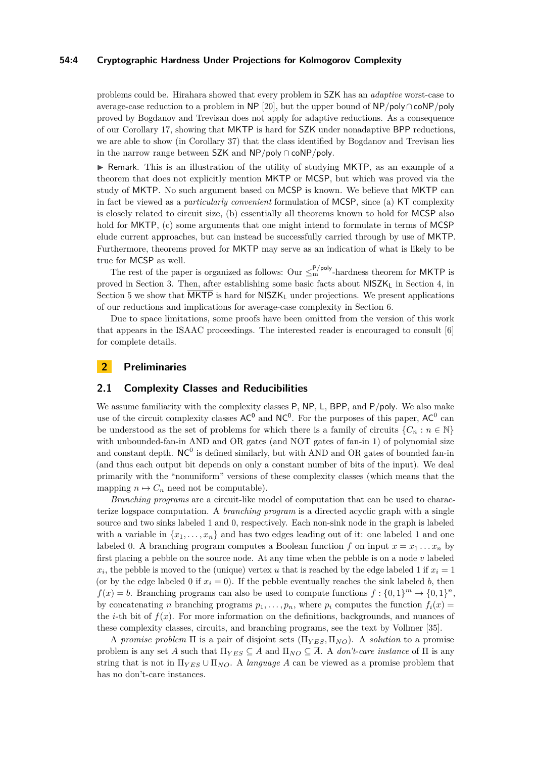problems could be. Hirahara showed that every problem in SZK has an *adaptive* worst-case to average-case reduction to a problem in NP [20], but the upper bound of NP/poly ∩ coNP/poly proved by Bogdanov and Trevisan does not apply for adaptive reductions. As a consequence of our Corollary 17, showing that MKTP is hard for SZK under nonadaptive BPP reductions, we are able to show (in Corollary 37) that the class identified by Bogdanov and Trevisan lies in the narrow range between SZK and NP/poly ∩ coNP/poly.

▶ Remark. This is an illustration of the utility of studying MKTP, as an example of a theorem that does not explicitly mention MKTP or MCSP, but which was proved via the study of MKTP. No such argument based on MCSP is known. We believe that MKTP can in fact be viewed as a *particularly convenient* formulation of MCSP, since (a) KT complexity is closely related to circuit size, (b) essentially all theorems known to hold for MCSP also hold for MKTP, (c) some arguments that one might intend to formulate in terms of MCSP elude current approaches, but can instead be successfully carried through by use of MKTP. Furthermore, theorems proved for MKTP may serve as an indication of what is likely to be true for MCSP as well.

The rest of the paper is organized as follows: Our $\leq_m^{\mathsf{P/poly}}$-hardness theorem for MKTP is proved in Section 3. Then, after establishing some basic facts about $\mathsf{NISZK_L}$ in Section 4, in Section 5 we show that $\overline{\mathsf{MKTP}}$ is hard for $\mathsf{NISZK_L}$ under projections. We present applications of our reductions and implications for average-case complexity in Section 6.

Due to space limitations, some proofs have been omitted from the version of this work that appears in the ISAAC proceedings. The interested reader is encouraged to consult [6] for complete details.

## 2 Preliminaries

### 2.1 Complexity Classes and Reducibilities

We assume familiarity with the complexity classes P, NP, L, BPP, and P/poly. We also make use of the circuit complexity classes $\mathsf{AC}^0$ and $\mathsf{NC}^0$. For the purposes of this paper, $\mathsf{AC}^0$ can be understood as the set of problems for which there is a family of circuits $\{C_n : n \in \mathbb{N}\}$ with unbounded-fan-in AND and OR gates (and NOT gates of fan-in 1) of polynomial size and constant depth. $\mathsf{NC}^0$ is defined similarly, but with AND and OR gates of bounded fan-in (and thus each output bit depends on only a constant number of bits of the input). We deal primarily with the "nonuniform" versions of these complexity classes (which means that the mapping $n \mapsto C_n$ need not be computable).

*Branching programs* are a circuit-like model of computation that can be used to characterize logspace computation. A *branching program* is a directed acyclic graph with a single source and two sinks labeled 1 and 0, respectively. Each non-sink node in the graph is labeled with a variable in $\{x_1, \ldots, x_n\}$ and has two edges leading out of it: one labeled 1 and one labeled 0. A branching program computes a Boolean function $f$ on input $x = x_1 \ldots x_n$ by first placing a pebble on the source node. At any time when the pebble is on a node $v$ labeled $x_i$, the pebble is moved to the (unique) vertex $u$ that is reached by the edge labeled 1 if $x_i = 1$ (or by the edge labeled 0 if $x_i = 0$). If the pebble eventually reaches the sink labeled $b$, then $f(x) = b$. Branching programs can also be used to compute functions $f : \{0,1\}^m \to \{0,1\}^n$, by concatenating $n$ branching programs $p_1, \ldots, p_n$, where $p_i$ computes the function $f_i(x) =$ the $i$-th bit of $f(x)$. For more information on the definitions, backgrounds, and nuances of these complexity classes, circuits, and branching programs, see the text by Vollmer [35].

A *promise problem* $\Pi$ is a pair of disjoint sets $(\Pi_{YES}, \Pi_{NO})$. A *solution* to a promise problem is any set $A$ such that $\Pi_{YES} \subseteq A$ and $\Pi_{NO} \subseteq \overline{A}$. A *don't-care instance* of $\Pi$ is any string that is not in $\Pi_{YES} \cup \Pi_{NO}$. A *language* $A$ can be viewed as a promise problem that has no don't-care instances.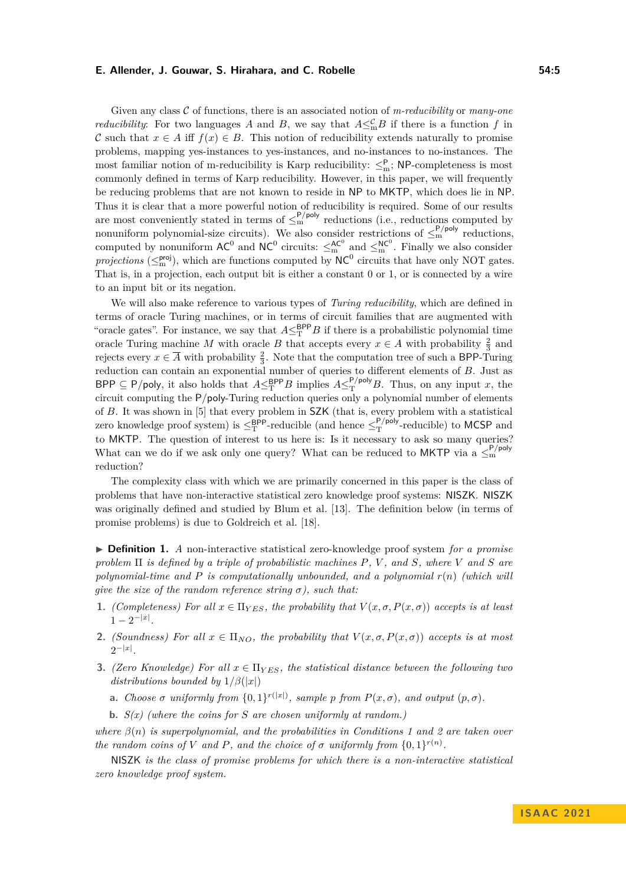Given any class $\mathcal{C}$ of functions, there is an associated notion of *m-reducibility* or *many-one reducibility*: For two languages $A$ and $B$, we say that $A \leq_{\mathrm{m}}^{\mathcal{C}} B$ if there is a function $f$ in $\mathcal{C}$ such that $x \in A$ iff $f(x) \in B$. This notion of reducibility extends naturally to promise problems, mapping yes-instances to yes-instances, and no-instances to no-instances. The most familiar notion of m-reducibility is Karp reducibility: $\leq_{\mathrm{m}}^{\mathsf{P}}$; $\mathsf{NP}$-completeness is most commonly defined in terms of Karp reducibility. However, in this paper, we will frequently be reducing problems that are not known to reside in $\mathsf{NP}$ to $\mathsf{MKTP}$, which does lie in $\mathsf{NP}$. Thus it is clear that a more powerful notion of reducibility is required. Some of our results are most conveniently stated in terms of $\leq_{\mathrm{m}}^{\mathsf{P/poly}}$ reductions (i.e., reductions computed by nonuniform polynomial-size circuits). We also consider restrictions of $\leq_{\mathrm{m}}^{\mathsf{P/poly}}$ reductions, computed by nonuniform $\mathsf{AC}^0$ and $\mathsf{NC}^0$ circuits: $\leq_{\mathrm{m}}^{\mathsf{AC}^0}$ and $\leq_{\mathrm{m}}^{\mathsf{NC}^0}$. Finally we also consider *projections* ($\leq_{\mathrm{m}}^{\mathsf{proj}}$), which are functions computed by $\mathsf{NC}^0$ circuits that have only NOT gates. That is, in a projection, each output bit is either a constant 0 or 1, or is connected by a wire to an input bit or its negation.

We will also make reference to various types of *Turing reducibility*, which are defined in terms of oracle Turing machines, or in terms of circuit families that are augmented with "oracle gates". For instance, we say that $A \leq_{\mathrm{T}}^{\mathsf{BPP}} B$ if there is a probabilistic polynomial time oracle Turing machine $M$ with oracle $B$ that accepts every $x \in A$ with probability $\frac{2}{3}$ and rejects every $x \in \overline{A}$ with probability $\frac{2}{3}$. Note that the computation tree of such a $\mathsf{BPP}$-Turing reduction can contain an exponential number of queries to different elements of $B$. Just as $\mathsf{BPP} \subseteq \mathsf{P/poly}$, it also holds that $A \leq_{\mathrm{T}}^{\mathsf{BPP}} B$ implies $A \leq_{\mathrm{T}}^{\mathsf{P/poly}} B$. Thus, on any input $x$, the circuit computing the $\mathsf{P/poly}$-Turing reduction queries only a polynomial number of elements of $B$. It was shown in [5] that every problem in $\mathsf{SZK}$ (that is, every problem with a statistical zero knowledge proof system) is $\leq_{\mathrm{T}}^{\mathsf{BPP}}$-reducible (and hence $\leq_{\mathrm{T}}^{\mathsf{P/poly}}$-reducible) to $\mathsf{MCSP}$ and to $\mathsf{MKTP}$. The question of interest to us here is: Is it necessary to ask so many queries? What can we do if we ask only one query? What can be reduced to $\mathsf{MKTP}$ via a $\leq_{\mathrm{m}}^{\mathsf{P/poly}}$ reduction?

The complexity class with which we are primarily concerned in this paper is the class of problems that have non-interactive statistical zero knowledge proof systems: $\mathsf{NISZK}$. $\mathsf{NISZK}$ was originally defined and studied by Blum et al. [13]. The definition below (in terms of promise problems) is due to Goldreich et al. [18].

▶ **Definition 1.** *A* non-interactive statistical zero-knowledge proof system *for a promise problem $\Pi$ is defined by a triple of probabilistic machines $P$, $V$, and $S$, where $V$ and $S$ are polynomial-time and $P$ is computationally unbounded, and a polynomial $r(n)$ (which will give the size of the random reference string $\sigma$), such that:*

1. *(Completeness) For all $x \in \Pi_{YES}$, the probability that $V(x, \sigma, P(x, \sigma))$ accepts is at least $1 - 2^{-|x|}$.*
2. *(Soundness) For all $x \in \Pi_{NO}$, the probability that $V(x, \sigma, P(x, \sigma))$ accepts is at most $2^{-|x|}$.*
3. *(Zero Knowledge) For all $x \in \Pi_{YES}$, the statistical distance between the following two distributions bounded by $1/\beta(|x|)$*
   - **a.** *Choose $\sigma$ uniformly from $\{0,1\}^{r(|x|)}$, sample $p$ from $P(x, \sigma)$, and output $(p, \sigma)$.*
   - **b.** *$S(x)$ (where the coins for $S$ are chosen uniformly at random.)*

*where $\beta(n)$ is superpolynomial, and the probabilities in Conditions 1 and 2 are taken over the random coins of $V$ and $P$, and the choice of $\sigma$ uniformly from $\{0,1\}^{r(n)}$.*

$\mathsf{NISZK}$ *is the class of promise problems for which there is a non-interactive statistical zero knowledge proof system.*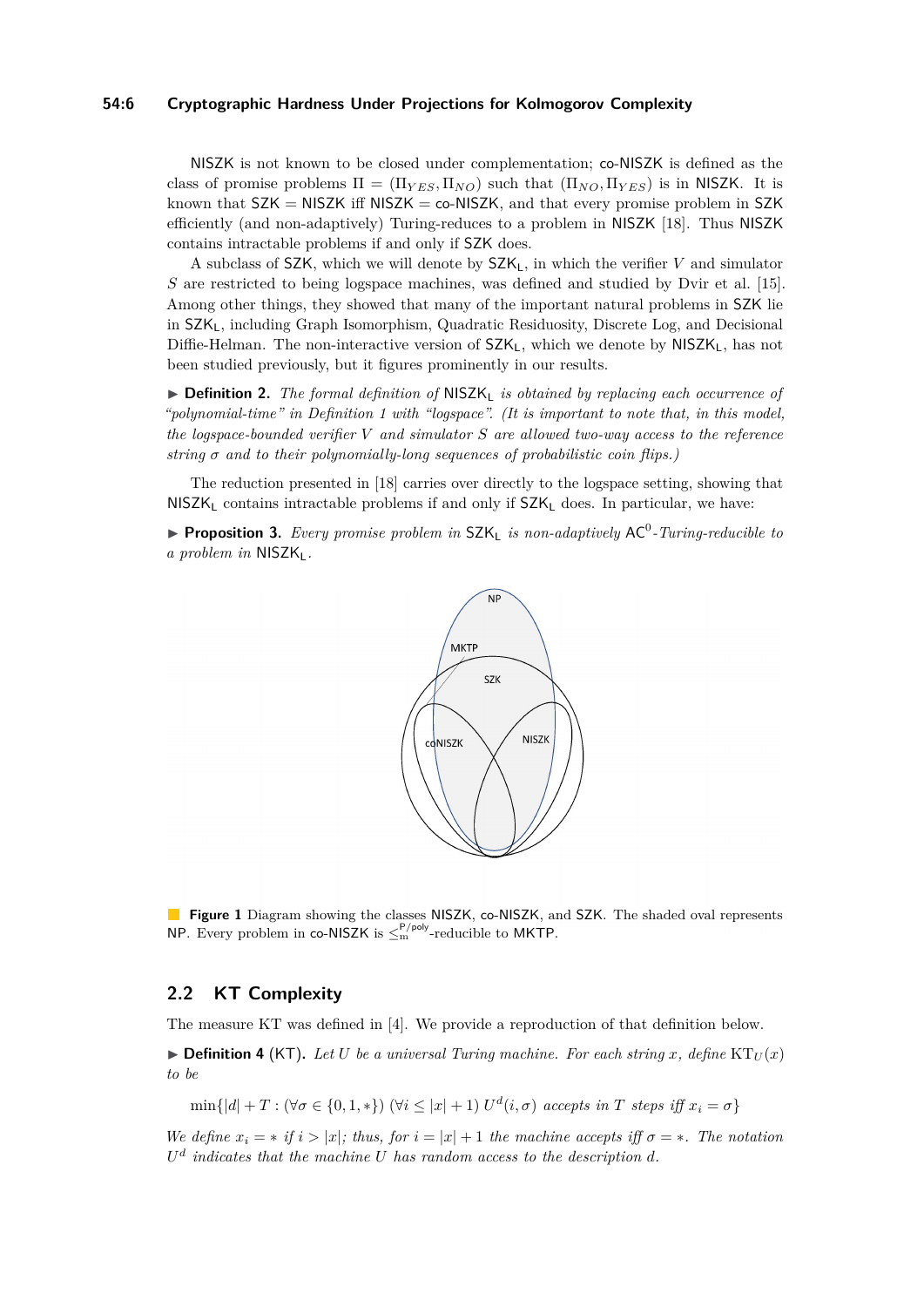NISZK is not known to be closed under complementation; co-NISZK is defined as the class of promise problems $\Pi = (\Pi_{YES}, \Pi_{NO})$ such that $(\Pi_{NO}, \Pi_{YES})$ is in NISZK. It is known that SZK = NISZK iff NISZK = co-NISZK, and that every promise problem in SZK efficiently (and non-adaptively) Turing-reduces to a problem in NISZK [18]. Thus NISZK contains intractable problems if and only if SZK does.

A subclass of SZK, which we will denote by $\mathsf{SZK_L}$, in which the verifier $V$ and simulator $S$ are restricted to being logspace machines, was defined and studied by Dvir et al. [15]. Among other things, they showed that many of the important natural problems in SZK lie in $\mathsf{SZK_L}$, including Graph Isomorphism, Quadratic Residuosity, Discrete Log, and Decisional Diffie-Helman. The non-interactive version of $\mathsf{SZK_L}$, which we denote by $\mathsf{NISZK_L}$, has not been studied previously, but it figures prominently in our results.

▶ **Definition 2.** *The formal definition of* $\mathsf{NISZK_L}$ *is obtained by replacing each occurrence of "polynomial-time" in Definition 1 with "logspace". (It is important to note that, in this model, the logspace-bounded verifier $V$ and simulator $S$ are allowed two-way access to the reference string $\sigma$ and to their polynomially-long sequences of probabilistic coin flips.)*

The reduction presented in [18] carries over directly to the logspace setting, showing that $\mathsf{NISZK_L}$ contains intractable problems if and only if $\mathsf{SZK_L}$ does. In particular, we have:

▶ **Proposition 3.** *Every promise problem in* $\mathsf{SZK_L}$ *is non-adaptively* $\mathsf{AC}^0$*-Turing-reducible to a problem in* $\mathsf{NISZK_L}$*.*

NP

MKTP

SZK

coNISZK

NISZK

**Figure 1** Diagram showing the classes NISZK, co-NISZK, and SZK. The shaded oval represents NP. Every problem in co-NISZK is $\leq_m^{\mathsf{P/poly}}$-reducible to MKTP.

## 2.2 KT Complexity

The measure KT was defined in [4]. We provide a reproduction of that definition below.

▶ **Definition 4** (KT). *Let $U$ be a universal Turing machine. For each string $x$, define $\mathrm{KT}_U(x)$ to be*

$$\min\{|d| + T : (\forall \sigma \in \{0, 1, *\}) \ (\forall i \leq |x| + 1) \ U^d(i, \sigma) \text{ accepts in } T \text{ steps iff } x_i = \sigma\}$$

*We define $x_i = *$ if $i > |x|$; thus, for $i = |x| + 1$ the machine accepts iff $\sigma = *$. The notation $U^d$ indicates that the machine $U$ has random access to the description $d$.*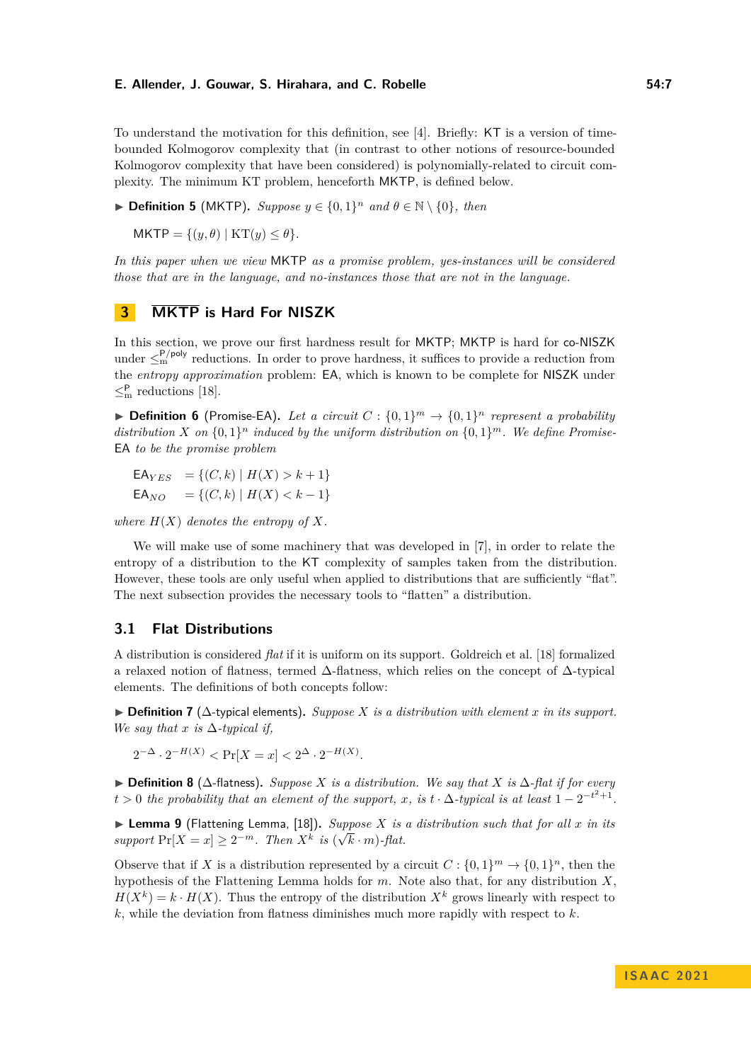To understand the motivation for this definition, see [4]. Briefly: KT is a version of time-bounded Kolmogorov complexity that (in contrast to other notions of resource-bounded Kolmogorov complexity that have been considered) is polynomially-related to circuit complexity. The minimum KT problem, henceforth MKTP, is defined below.

▶ **Definition 5** (MKTP). *Suppose $y \in \{0,1\}^n$ and $\theta \in \mathbb{N} \setminus \{0\}$, then*

$$\mathsf{MKTP} = \{(y, \theta) \mid \mathrm{KT}(y) \leq \theta\}.$$

*In this paper when we view MKTP as a promise problem, yes-instances will be considered those that are in the language, and no-instances those that are not in the language.*

# 3 $\overline{\mathsf{MKTP}}$ is Hard For NISZK

In this section, we prove our first hardness result for MKTP; MKTP is hard for co-NISZK under $\leq_m^{\mathsf{P/poly}}$ reductions. In order to prove hardness, it suffices to provide a reduction from the *entropy approximation* problem: EA, which is known to be complete for NISZK under $\leq_m^{\mathsf{P}}$ reductions [18].

▶ **Definition 6** (Promise-EA). *Let a circuit $C : \{0,1\}^m \to \{0,1\}^n$ represent a probability distribution $X$ on $\{0,1\}^n$ induced by the uniform distribution on $\{0,1\}^m$. We define Promise-EA to be the promise problem*

$$\begin{aligned}
\mathsf{EA}_{YES} &= \{(C, k) \mid H(X) > k + 1\} \\
\mathsf{EA}_{NO} &= \{(C, k) \mid H(X) < k - 1\}
\end{aligned}$$

*where $H(X)$ denotes the entropy of $X$.*

We will make use of some machinery that was developed in [7], in order to relate the entropy of a distribution to the KT complexity of samples taken from the distribution. However, these tools are only useful when applied to distributions that are sufficiently "flat". The next subsection provides the necessary tools to "flatten" a distribution.

## 3.1 Flat Distributions

A distribution is considered *flat* if it is uniform on its support. Goldreich et al. [18] formalized a relaxed notion of flatness, termed $\Delta$-flatness, which relies on the concept of $\Delta$-typical elements. The definitions of both concepts follow:

▶ **Definition 7** ($\Delta$-typical elements). *Suppose $X$ is a distribution with element $x$ in its support. We say that $x$ is $\Delta$-typical if,*

$$2^{-\Delta} \cdot 2^{-H(X)} < \Pr[X = x] < 2^{\Delta} \cdot 2^{-H(X)}.$$

▶ **Definition 8** ($\Delta$-flatness). *Suppose $X$ is a distribution. We say that $X$ is $\Delta$-flat if for every $t > 0$ the probability that an element of the support, $x$, is $t \cdot \Delta$-typical is at least $1 - 2^{-t^2+1}$.*

▶ **Lemma 9** (Flattening Lemma, [18]). *Suppose $X$ is a distribution such that for all $x$ in its support $\Pr[X = x] \geq 2^{-m}$. Then $X^k$ is $(\sqrt{k} \cdot m)$-flat.*

Observe that if $X$ is a distribution represented by a circuit $C : \{0,1\}^m \to \{0,1\}^n$, then the hypothesis of the Flattening Lemma holds for $m$. Note also that, for any distribution $X$, $H(X^k) = k \cdot H(X)$. Thus the entropy of the distribution $X^k$ grows linearly with respect to $k$, while the deviation from flatness diminishes much more rapidly with respect to $k$.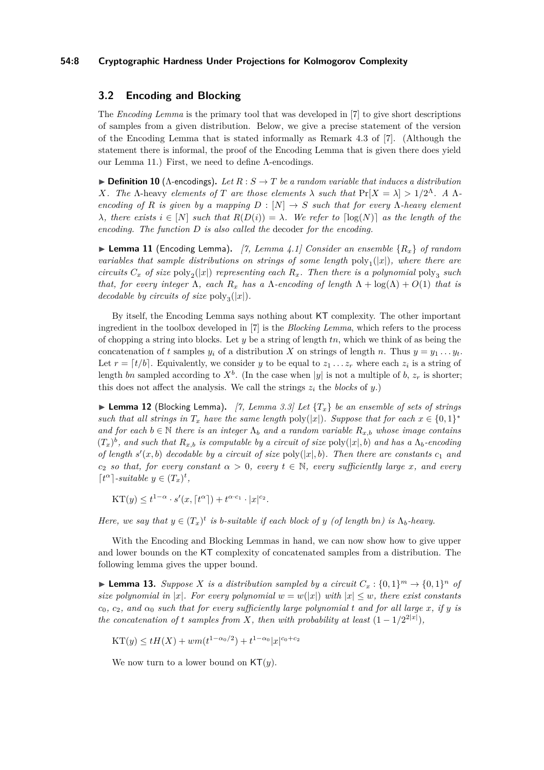## 3.2 Encoding and Blocking

The *Encoding Lemma* is the primary tool that was developed in [7] to give short descriptions of samples from a given distribution. Below, we give a precise statement of the version of the Encoding Lemma that is stated informally as Remark 4.3 of [7]. (Although the statement there is informal, the proof of the Encoding Lemma that is given there does yield our Lemma 11.) First, we need to define $\Lambda$-encodings.

▶ **Definition 10** ($\Lambda$-encodings)**.** *Let $R : S \to T$ be a random variable that induces a distribution $X$. The* $\Lambda$-heavy *elements of $T$ are those elements $\lambda$ such that $\Pr[X = \lambda] > 1/2^{\Lambda}$. A $\Lambda$-encoding of $R$ is given by a mapping $D : [N] \to S$ such that for every $\Lambda$-heavy element $\lambda$, there exists $i \in [N]$ such that $R(D(i)) = \lambda$. We refer to $\lceil \log(N) \rceil$ as the length of the encoding. The function $D$ is also called the* decoder *for the encoding.*

▶ **Lemma 11** (Encoding Lemma)**.** *[7, Lemma 4.1] Consider an ensemble $\{R_x\}$ of random variables that sample distributions on strings of some length $\mathrm{poly}_1(|x|)$, where there are circuits $C_x$ of size $\mathrm{poly}_2(|x|)$ representing each $R_x$. Then there is a polynomial $\mathrm{poly}_3$ such that, for every integer $\Lambda$, each $R_x$ has a $\Lambda$-encoding of length $\Lambda + \log(\Lambda) + O(1)$ that is decodable by circuits of size $\mathrm{poly}_3(|x|)$.*

By itself, the Encoding Lemma says nothing about KT complexity. The other important ingredient in the toolbox developed in [7] is the *Blocking Lemma*, which refers to the process of chopping a string into blocks. Let $y$ be a string of length $tn$, which we think of as being the concatenation of $t$ samples $y_i$ of a distribution $X$ on strings of length $n$. Thus $y = y_1 \dots y_t$. Let $r = \lceil t/b \rceil$. Equivalently, we consider $y$ to be equal to $z_1 \dots z_r$ where each $z_i$ is a string of length $bn$ sampled according to $X^b$. (In the case when $|y|$ is not a multiple of $b$, $z_r$ is shorter; this does not affect the analysis. We call the strings $z_i$ the *blocks* of $y$.)

▶ **Lemma 12** (Blocking Lemma)**.** *[7, Lemma 3.3] Let $\{T_x\}$ be an ensemble of sets of strings such that all strings in $T_x$ have the same length $\mathrm{poly}(|x|)$. Suppose that for each $x \in \{0,1\}^*$ and for each $b \in \mathbb{N}$ there is an integer $\Lambda_b$ and a random variable $R_{x,b}$ whose image contains $(T_x)^b$, and such that $R_{x,b}$ is computable by a circuit of size $\mathrm{poly}(|x|, b)$ and has a $\Lambda_b$-encoding of length $s'(x,b)$ decodable by a circuit of size $\mathrm{poly}(|x|, b)$. Then there are constants $c_1$ and $c_2$ so that, for every constant $\alpha > 0$, every $t \in \mathbb{N}$, every sufficiently large $x$, and every $\lceil t^{\alpha} \rceil$-suitable $y \in (T_x)^t$,*

$$\mathrm{KT}(y) \leq t^{1-\alpha} \cdot s'(x, \lceil t^{\alpha} \rceil) + t^{\alpha \cdot c_1} \cdot |x|^{c_2}.$$

*Here, we say that $y \in (T_x)^t$ is $b$-suitable if each block of $y$ (of length $bn$) is $\Lambda_b$-heavy.*

With the Encoding and Blocking Lemmas in hand, we can now show how to give upper and lower bounds on the KT complexity of concatenated samples from a distribution. The following lemma gives the upper bound.

▶ **Lemma 13.** *Suppose $X$ is a distribution sampled by a circuit $C_x : \{0,1\}^m \to \{0,1\}^n$ of size polynomial in $|x|$. For every polynomial $w = w(|x|)$ with $|x| \leq w$, there exist constants $c_0$, $c_2$, and $\alpha_0$ such that for every sufficiently large polynomial $t$ and for all large $x$, if $y$ is the concatenation of $t$ samples from $X$, then with probability at least $(1 - 1/2^{2^{|x|}})$,*

$$\mathrm{KT}(y) \leq tH(X) + wm(t^{1-\alpha_0/2}) + t^{1-\alpha_0}|x|^{c_0+c_2}$$

We now turn to a lower bound on $\mathsf{KT}(y)$.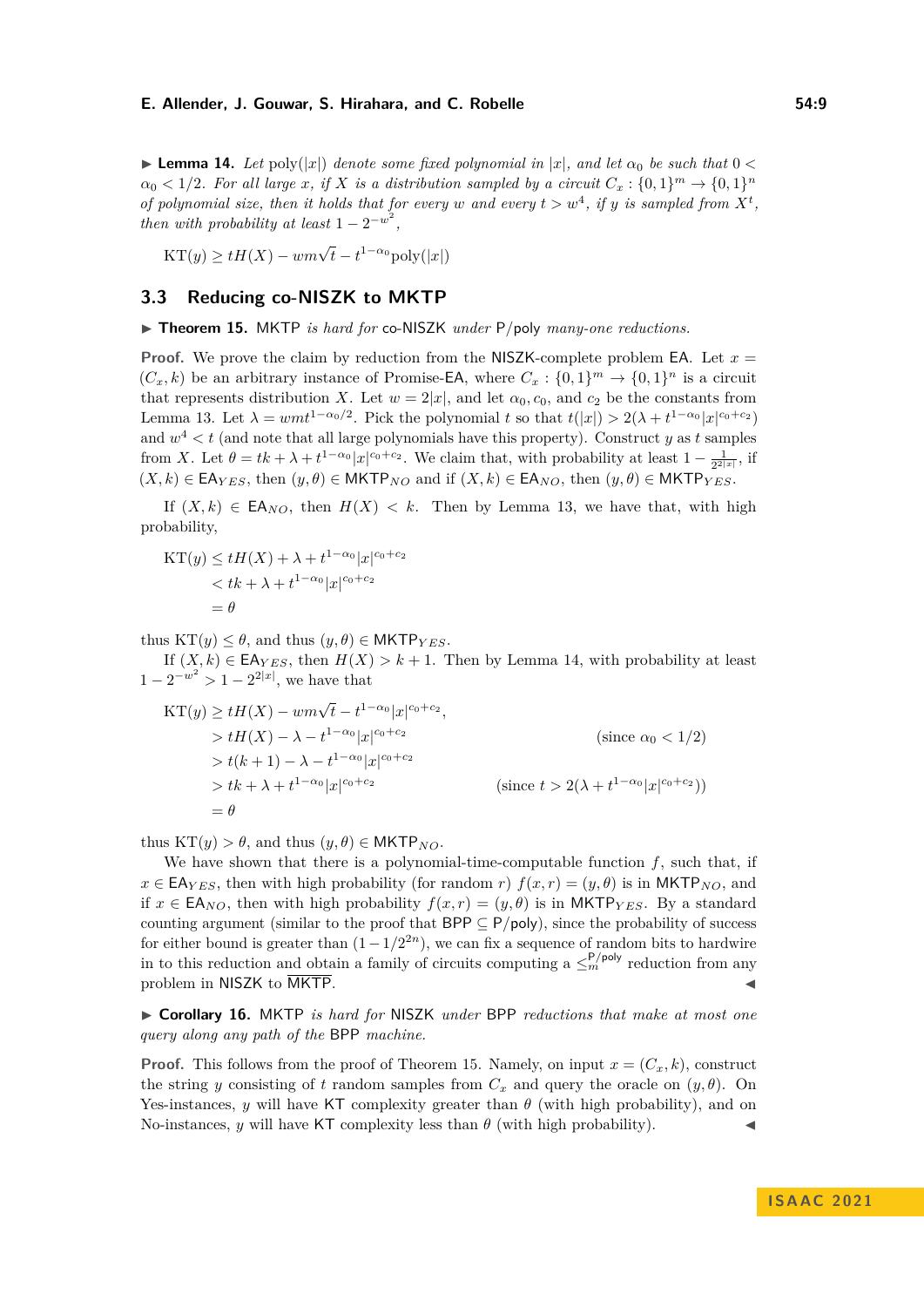▶ **Lemma 14.** *Let* $\mathrm{poly}(|x|)$ *denote some fixed polynomial in* $|x|$*, and let* $\alpha_0$ *be such that* $0 < \alpha_0 < 1/2$*. For all large* $x$*, if* $X$ *is a distribution sampled by a circuit* $C_x : \{0,1\}^m \to \{0,1\}^n$ *of polynomial size, then it holds that for every* $w$ *and every* $t > w^4$*, if* $y$ *is sampled from* $X^t$*, then with probability at least* $1 - 2^{-w^2}$*,*

$$\mathrm{KT}(y) \geq tH(X) - wm\sqrt{t} - t^{1-\alpha_0}\mathrm{poly}(|x|)$$

## 3.3 Reducing co-NISZK to MKTP

▶ **Theorem 15.** MKTP *is hard for* co-NISZK *under* P/poly *many-one reductions.*

**Proof.** We prove the claim by reduction from the NISZK-complete problem EA. Let $x = (C_x, k)$ be an arbitrary instance of Promise-EA, where $C_x : \{0,1\}^m \to \{0,1\}^n$ is a circuit that represents distribution $X$. Let $w = 2|x|$, and let $\alpha_0, c_0$, and $c_2$ be the constants from Lemma 13. Let $\lambda = wmt^{1-\alpha_0/2}$. Pick the polynomial $t$ so that $t(|x|) > 2(\lambda + t^{1-\alpha_0}|x|^{c_0+c_2})$ and $w^4 < t$ (and note that all large polynomials have this property). Construct $y$ as $t$ samples from $X$. Let $\theta = tk + \lambda + t^{1-\alpha_0}|x|^{c_0+c_2}$. We claim that, with probability at least $1 - \frac{1}{2^{2|x|}}$, if $(X,k) \in \mathsf{EA}_{YES}$, then $(y,\theta) \in \mathsf{MKTP}_{NO}$ and if $(X,k) \in \mathsf{EA}_{NO}$, then $(y,\theta) \in \mathsf{MKTP}_{YES}$.

If $(X,k) \in \mathsf{EA}_{NO}$, then $H(X) < k$. Then by Lemma 13, we have that, with high probability,

$$\begin{aligned}
\mathrm{KT}(y) &\leq tH(X) + \lambda + t^{1-\alpha_0}|x|^{c_0+c_2} \\
&< tk + \lambda + t^{1-\alpha_0}|x|^{c_0+c_2} \\
&= \theta
\end{aligned}$$

thus $\mathrm{KT}(y) \leq \theta$, and thus $(y,\theta) \in \mathsf{MKTP}_{YES}$.

If $(X,k) \in \mathsf{EA}_{YES}$, then $H(X) > k+1$. Then by Lemma 14, with probability at least $1 - 2^{-w^2} > 1 - 2^{2|x|}$, we have that

$$\begin{aligned}
\mathrm{KT}(y) &\geq tH(X) - wm\sqrt{t} - t^{1-\alpha_0}|x|^{c_0+c_2}, \\
&> tH(X) - \lambda - t^{1-\alpha_0}|x|^{c_0+c_2} && \text{(since } \alpha_0 < 1/2\text{)} \\
&> t(k+1) - \lambda - t^{1-\alpha_0}|x|^{c_0+c_2} \\
&> tk + \lambda + t^{1-\alpha_0}|x|^{c_0+c_2} && \text{(since } t > 2(\lambda + t^{1-\alpha_0}|x|^{c_0+c_2})\text{)} \\
&= \theta
\end{aligned}$$

thus $\mathrm{KT}(y) > \theta$, and thus $(y,\theta) \in \mathsf{MKTP}_{NO}$.

We have shown that there is a polynomial-time-computable function $f$, such that, if $x \in \mathsf{EA}_{YES}$, then with high probability (for random $r$) $f(x,r) = (y,\theta)$ is in $\mathsf{MKTP}_{NO}$, and if $x \in \mathsf{EA}_{NO}$, then with high probability $f(x,r) = (y,\theta)$ is in $\mathsf{MKTP}_{YES}$. By a standard counting argument (similar to the proof that $\mathsf{BPP} \subseteq \mathsf{P/poly}$), since the probability of success for either bound is greater than $(1 - 1/2^{2n})$, we can fix a sequence of random bits to hardwire in to this reduction and obtain a family of circuits computing a $\leq_m^{\mathsf{P/poly}}$ reduction from any problem in NISZK to $\overline{\mathsf{MKTP}}$. ◀

▶ **Corollary 16.** MKTP *is hard for* NISZK *under* BPP *reductions that make at most one query along any path of the* BPP *machine.*

**Proof.** This follows from the proof of Theorem 15. Namely, on input $x = (C_x, k)$, construct the string $y$ consisting of $t$ random samples from $C_x$ and query the oracle on $(y,\theta)$. On Yes-instances, $y$ will have KT complexity greater than $\theta$ (with high probability), and on No-instances, $y$ will have KT complexity less than $\theta$ (with high probability). ◀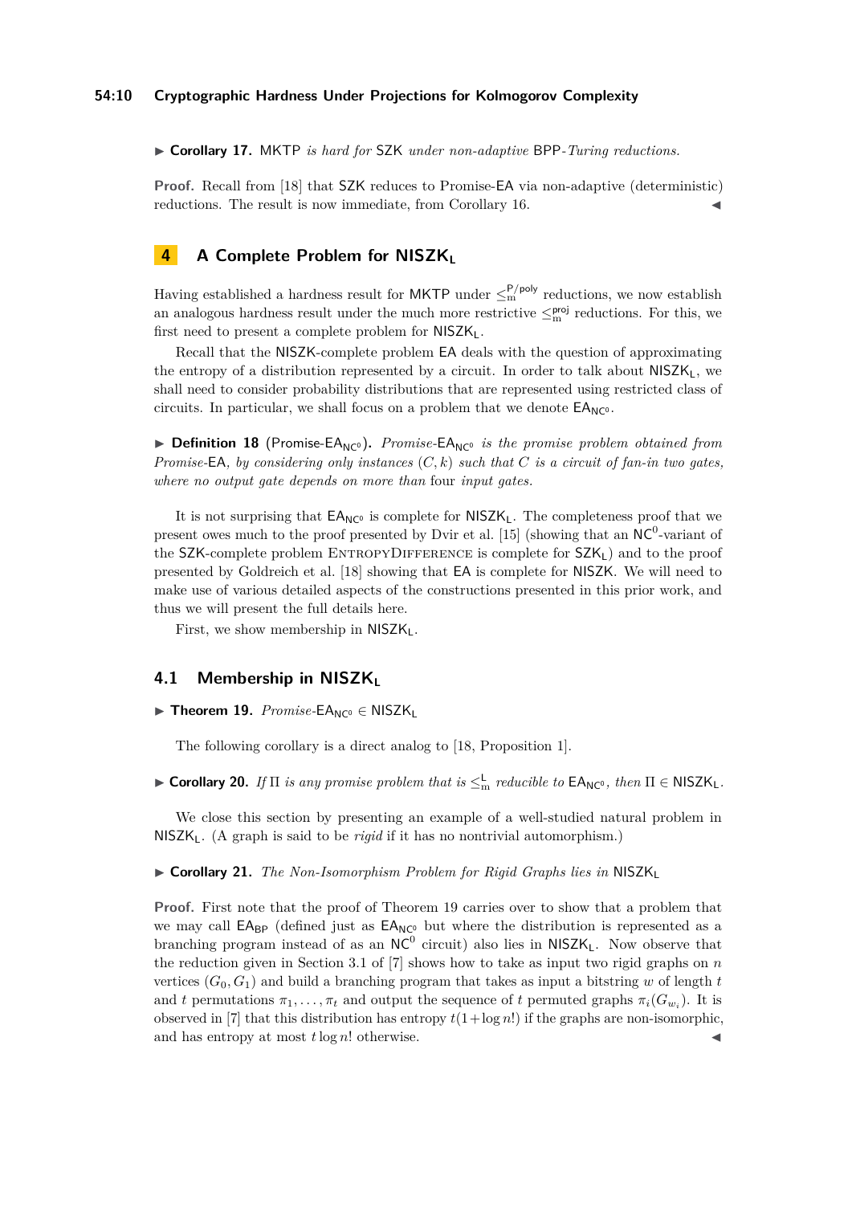▶ **Corollary 17.** MKTP *is hard for* SZK *under non-adaptive* BPP*-Turing reductions.*

**Proof.** Recall from [18] that SZK reduces to Promise-EA via non-adaptive (deterministic) reductions. The result is now immediate, from Corollary 16. ◀

## 4 A Complete Problem for $\mathsf{NISZK_L}$

Having established a hardness result for MKTP under $\leq_m^{\mathsf{P/poly}}$ reductions, we now establish an analogous hardness result under the much more restrictive $\leq_m^{\mathsf{proj}}$ reductions. For this, we first need to present a complete problem for $\mathsf{NISZK_L}$.

Recall that the NISZK-complete problem EA deals with the question of approximating the entropy of a distribution represented by a circuit. In order to talk about $\mathsf{NISZK_L}$, we shall need to consider probability distributions that are represented using restricted class of circuits. In particular, we shall focus on a problem that we denote $\mathsf{EA_{NC^0}}$.

▶ **Definition 18** (Promise-$\mathsf{EA_{NC^0}}$)**.** *Promise-*$\mathsf{EA_{NC^0}}$ *is the promise problem obtained from Promise-*EA*, by considering only instances* $(C, k)$ *such that* $C$ *is a circuit of fan-in two gates, where no output gate depends on more than* four *input gates.*

It is not surprising that $\mathsf{EA_{NC^0}}$ is complete for $\mathsf{NISZK_L}$. The completeness proof that we present owes much to the proof presented by Dvir et al. [15] (showing that an $\mathsf{NC}^0$-variant of the SZK-complete problem EntropyDifference is complete for $\mathsf{SZK_L}$) and to the proof presented by Goldreich et al. [18] showing that EA is complete for NISZK. We will need to make use of various detailed aspects of the constructions presented in this prior work, and thus we will present the full details here.

First, we show membership in $\mathsf{NISZK_L}$.

### 4.1 Membership in $\mathsf{NISZK_L}$

▶ **Theorem 19.** *Promise-*$\mathsf{EA_{NC^0}} \in \mathsf{NISZK_L}$

The following corollary is a direct analog to [18, Proposition 1].

▶ **Corollary 20.** *If* $\Pi$ *is any promise problem that is* $\leq_m^{\mathsf{L}}$ *reducible to* $\mathsf{EA_{NC^0}}$*, then* $\Pi \in \mathsf{NISZK_L}$.

We close this section by presenting an example of a well-studied natural problem in $\mathsf{NISZK_L}$. (A graph is said to be *rigid* if it has no nontrivial automorphism.)

▶ **Corollary 21.** *The Non-Isomorphism Problem for Rigid Graphs lies in* $\mathsf{NISZK_L}$

**Proof.** First note that the proof of Theorem 19 carries over to show that a problem that we may call $\mathsf{EA_{BP}}$ (defined just as $\mathsf{EA_{NC^0}}$ but where the distribution is represented as a branching program instead of as an $\mathsf{NC}^0$ circuit) also lies in $\mathsf{NISZK_L}$. Now observe that the reduction given in Section 3.1 of [7] shows how to take as input two rigid graphs on $n$ vertices $(G_0, G_1)$ and build a branching program that takes as input a bitstring $w$ of length $t$ and $t$ permutations $\pi_1, \ldots, \pi_t$ and output the sequence of $t$ permuted graphs $\pi_i(G_{w_i})$. It is observed in [7] that this distribution has entropy $t(1+\log n!)$ if the graphs are non-isomorphic, and has entropy at most $t \log n!$ otherwise. ◀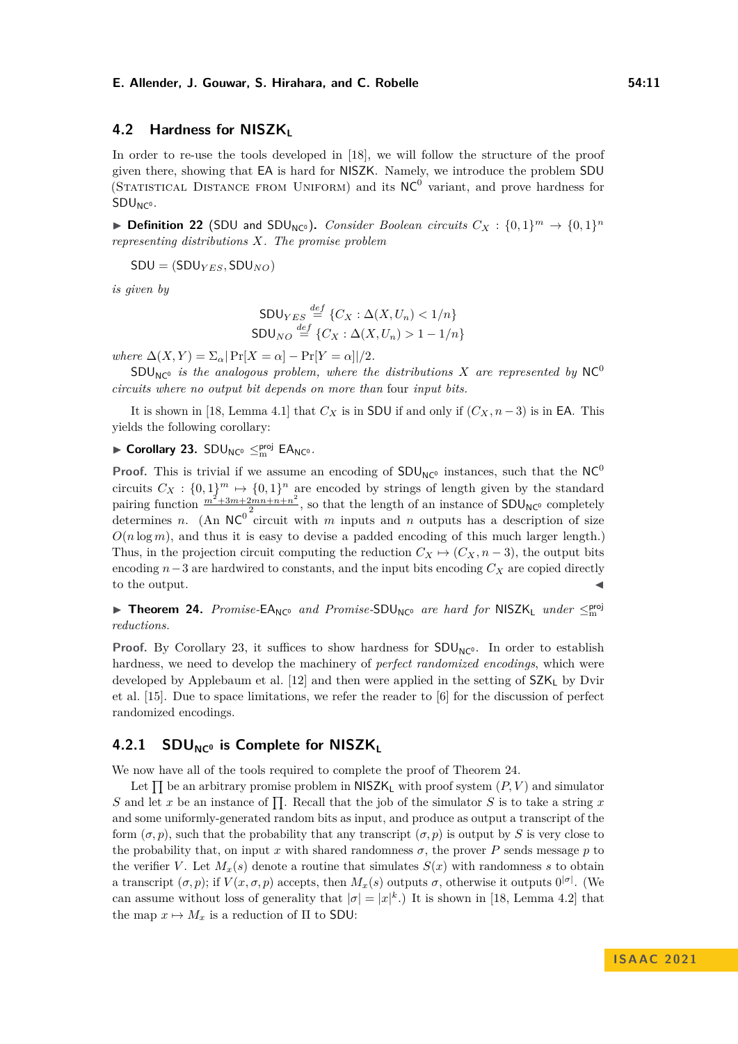## 4.2 Hardness for $\mathsf{NISZK_L}$

In order to re-use the tools developed in [18], we will follow the structure of the proof given there, showing that $\mathsf{EA}$ is hard for $\mathsf{NISZK}$. Namely, we introduce the problem $\mathsf{SDU}$ (Statistical Distance from Uniform) and its $\mathsf{NC}^0$ variant, and prove hardness for $\mathsf{SDU_{NC^0}}$.

▶ **Definition 22** ($\mathsf{SDU}$ and $\mathsf{SDU_{NC^0}}$). *Consider Boolean circuits $C_X : \{0,1\}^m \to \{0,1\}^n$ representing distributions $X$. The promise problem*

$$\mathsf{SDU} = (\mathsf{SDU}_{YES}, \mathsf{SDU}_{NO})$$

*is given by*

$$\mathsf{SDU}_{YES} \stackrel{def}{=} \{C_X : \Delta(X, U_n) < 1/n\}$$
$$\mathsf{SDU}_{NO} \stackrel{def}{=} \{C_X : \Delta(X, U_n) > 1 - 1/n\}$$

*where $\Delta(X,Y) = \Sigma_\alpha |\Pr[X = \alpha] - \Pr[Y = \alpha]|/2$.*

$\mathsf{SDU_{NC^0}}$ *is the analogous problem, where the distributions $X$ are represented by $\mathsf{NC}^0$ circuits where no output bit depends on more than* four *input bits.*

It is shown in [18, Lemma 4.1] that $C_X$ is in $\mathsf{SDU}$ if and only if $(C_X, n-3)$ is in $\mathsf{EA}$. This yields the following corollary:

▶ **Corollary 23.** $\mathsf{SDU_{NC^0}} \leq_m^{\mathsf{proj}} \mathsf{EA_{NC^0}}$.

**Proof.** This is trivial if we assume an encoding of $\mathsf{SDU_{NC^0}}$ instances, such that the $\mathsf{NC}^0$ circuits $C_X : \{0,1\}^m \mapsto \{0,1\}^n$ are encoded by strings of length given by the standard pairing function $\frac{m^2+3m+2mn+n+n^2}{2}$, so that the length of an instance of $\mathsf{SDU_{NC^0}}$ completely determines $n$. (An $\mathsf{NC}^0$ circuit with $m$ inputs and $n$ outputs has a description of size $O(n \log m)$, and thus it is easy to devise a padded encoding of this much larger length.) Thus, in the projection circuit computing the reduction $C_X \mapsto (C_X, n-3)$, the output bits encoding $n-3$ are hardwired to constants, and the input bits encoding $C_X$ are copied directly to the output. ◀

▶ **Theorem 24.** *Promise-$\mathsf{EA_{NC^0}}$ and Promise-$\mathsf{SDU_{NC^0}}$ are hard for $\mathsf{NISZK_L}$ under $\leq_m^{\mathsf{proj}}$ reductions.*

**Proof.** By Corollary 23, it suffices to show hardness for $\mathsf{SDU_{NC^0}}$. In order to establish hardness, we need to develop the machinery of *perfect randomized encodings*, which were developed by Applebaum et al. [12] and then were applied in the setting of $\mathsf{SZK_L}$ by Dvir et al. [15]. Due to space limitations, we refer the reader to [6] for the discussion of perfect randomized encodings.

### 4.2.1 $\mathsf{SDU_{NC^0}}$ is Complete for $\mathsf{NISZK_L}$

We now have all of the tools required to complete the proof of Theorem 24.

Let $\prod$ be an arbitrary promise problem in $\mathsf{NISZK_L}$ with proof system $(P, V)$ and simulator $S$ and let $x$ be an instance of $\prod$. Recall that the job of the simulator $S$ is to take a string $x$ and some uniformly-generated random bits as input, and produce as output a transcript of the form $(\sigma, p)$, such that the probability that any transcript $(\sigma, p)$ is output by $S$ is very close to the probability that, on input $x$ with shared randomness $\sigma$, the prover $P$ sends message $p$ to the verifier $V$. Let $M_x(s)$ denote a routine that simulates $S(x)$ with randomness $s$ to obtain a transcript $(\sigma, p)$; if $V(x, \sigma, p)$ accepts, then $M_x(s)$ outputs $\sigma$, otherwise it outputs $0^{|\sigma|}$. (We can assume without loss of generality that $|\sigma| = |x|^k$.) It is shown in [18, Lemma 4.2] that the map $x \mapsto M_x$ is a reduction of $\Pi$ to $\mathsf{SDU}$: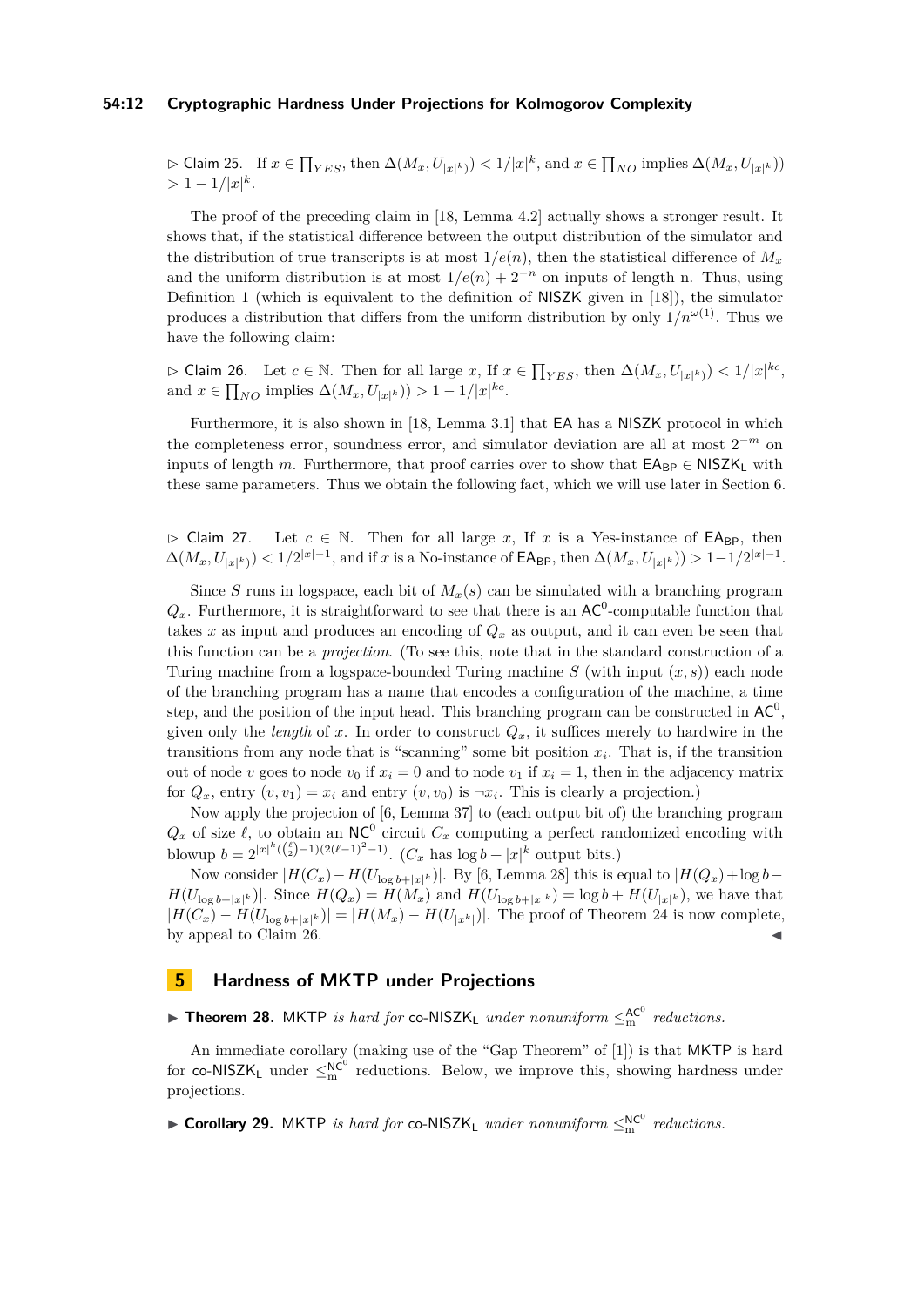▷ Claim 25. If $x \in \prod_{YES}$, then $\Delta(M_x, U_{|x|^k}) < 1/|x|^k$, and $x \in \prod_{NO}$ implies $\Delta(M_x, U_{|x|^k})) > 1 - 1/|x|^k$.

The proof of the preceding claim in [18, Lemma 4.2] actually shows a stronger result. It shows that, if the statistical difference between the output distribution of the simulator and the distribution of true transcripts is at most $1/e(n)$, then the statistical difference of $M_x$ and the uniform distribution is at most $1/e(n) + 2^{-n}$ on inputs of length n. Thus, using Definition 1 (which is equivalent to the definition of NISZK given in [18]), the simulator produces a distribution that differs from the uniform distribution by only $1/n^{\omega(1)}$. Thus we have the following claim:

▷ Claim 26. Let $c \in \mathbb{N}$. Then for all large $x$, If $x \in \prod_{YES}$, then $\Delta(M_x, U_{|x|^k}) < 1/|x|^{kc}$, and $x \in \prod_{NO}$ implies $\Delta(M_x, U_{|x|^k})) > 1 - 1/|x|^{kc}$.

Furthermore, it is also shown in [18, Lemma 3.1] that EA has a NISZK protocol in which the completeness error, soundness error, and simulator deviation are all at most $2^{-m}$ on inputs of length $m$. Furthermore, that proof carries over to show that $\mathsf{EA}_{\mathsf{BP}} \in \mathsf{NISZK}_{\mathsf{L}}$ with these same parameters. Thus we obtain the following fact, which we will use later in Section 6.

▷ Claim 27. Let $c \in \mathbb{N}$. Then for all large $x$, If $x$ is a Yes-instance of $\mathsf{EA}_{\mathsf{BP}}$, then $\Delta(M_x, U_{|x|^k}) < 1/2^{|x|-1}$, and if $x$ is a No-instance of $\mathsf{EA}_{\mathsf{BP}}$, then $\Delta(M_x, U_{|x|^k})) > 1 - 1/2^{|x|-1}$.

Since $S$ runs in logspace, each bit of $M_x(s)$ can be simulated with a branching program $Q_x$. Furthermore, it is straightforward to see that there is an $\mathsf{AC}^0$-computable function that takes $x$ as input and produces an encoding of $Q_x$ as output, and it can even be seen that this function can be a *projection*. (To see this, note that in the standard construction of a Turing machine from a logspace-bounded Turing machine $S$ (with input $(x, s)$) each node of the branching program has a name that encodes a configuration of the machine, a time step, and the position of the input head. This branching program can be constructed in $\mathsf{AC}^0$, given only the *length* of $x$. In order to construct $Q_x$, it suffices merely to hardwire in the transitions from any node that is "scanning" some bit position $x_i$. That is, if the transition out of node $v$ goes to node $v_0$ if $x_i = 0$ and to node $v_1$ if $x_i = 1$, then in the adjacency matrix for $Q_x$, entry $(v, v_1) = x_i$ and entry $(v, v_0)$ is $\neg x_i$. This is clearly a projection.)

Now apply the projection of [6, Lemma 37] to (each output bit of) the branching program $Q_x$ of size $\ell$, to obtain an $\mathsf{NC}^0$ circuit $C_x$ computing a perfect randomized encoding with blowup $b = 2^{|x|^k(\binom{\ell}{2}-1)(2(\ell-1)^2-1)}$. ($C_x$ has $\log b + |x|^k$ output bits.)

Now consider $|H(C_x) - H(U_{\log b + |x|^k})|$. By [6, Lemma 28] this is equal to $|H(Q_x) + \log b - H(U_{\log b + |x|^k})|$. Since $H(Q_x) = H(M_x)$ and $H(U_{\log b + |x|^k}) = \log b + H(U_{|x|^k})$, we have that $|H(C_x) - H(U_{\log b + |x|^k})| = |H(M_x) - H(U_{|x^k|})|$. The proof of Theorem 24 is now complete, by appeal to Claim 26. ◀

## 5 Hardness of MKTP under Projections

▶ **Theorem 28.** MKTP *is hard for* $\mathsf{co\text{-}NISZK_L}$ *under nonuniform* $\leq_m^{\mathsf{AC}^0}$ *reductions.*

An immediate corollary (making use of the "Gap Theorem" of [1]) is that MKTP is hard for $\mathsf{co\text{-}NISZK_L}$ under $\leq_m^{\mathsf{NC}^0}$ reductions. Below, we improve this, showing hardness under projections.

▶ **Corollary 29.** MKTP *is hard for* $\mathsf{co\text{-}NISZK_L}$ *under nonuniform* $\leq_m^{\mathsf{NC}^0}$ *reductions.*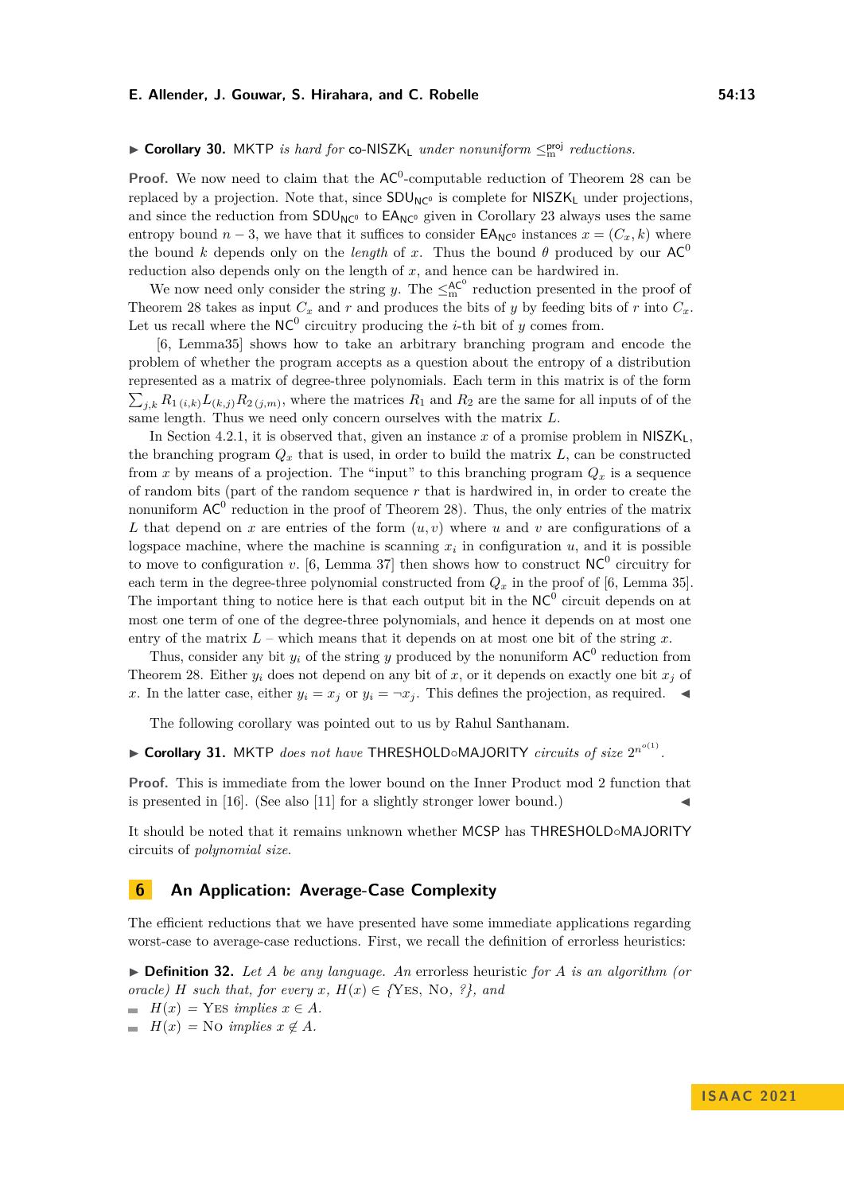▶ **Corollary 30.** MKTP *is hard for* co-NISZK$_\mathsf{L}$ *under nonuniform* $\leq_m^{\mathsf{proj}}$ *reductions.*

**Proof.** We now need to claim that the AC$^0$-computable reduction of Theorem 28 can be replaced by a projection. Note that, since SDU$_{\mathsf{NC}^0}$ is complete for NISZK$_\mathsf{L}$ under projections, and since the reduction from SDU$_{\mathsf{NC}^0}$ to EA$_{\mathsf{NC}^0}$ given in Corollary 23 always uses the same entropy bound $n-3$, we have that it suffices to consider EA$_{\mathsf{NC}^0}$ instances $x = (C_x, k)$ where the bound $k$ depends only on the *length* of $x$. Thus the bound $\theta$ produced by our AC$^0$ reduction also depends only on the length of $x$, and hence can be hardwired in.

We now need only consider the string $y$. The $\leq_m^{\mathsf{AC}^0}$ reduction presented in the proof of Theorem 28 takes as input $C_x$ and $r$ and produces the bits of $y$ by feeding bits of $r$ into $C_x$. Let us recall where the NC$^0$ circuitry producing the $i$-th bit of $y$ comes from.

[6, Lemma35] shows how to take an arbitrary branching program and encode the problem of whether the program accepts as a question about the entropy of a distribution represented as a matrix of degree-three polynomials. Each term in this matrix is of the form $\sum_{j,k} R_{1\,(i,k)} L_{(k,j)} R_{2\,(j,m)}$, where the matrices $R_1$ and $R_2$ are the same for all inputs of of the same length. Thus we need only concern ourselves with the matrix $L$.

In Section 4.2.1, it is observed that, given an instance $x$ of a promise problem in NISZK$_\mathsf{L}$, the branching program $Q_x$ that is used, in order to build the matrix $L$, can be constructed from $x$ by means of a projection. The "input" to this branching program $Q_x$ is a sequence of random bits (part of the random sequence $r$ that is hardwired in, in order to create the nonuniform AC$^0$ reduction in the proof of Theorem 28). Thus, the only entries of the matrix $L$ that depend on $x$ are entries of the form $(u, v)$ where $u$ and $v$ are configurations of a logspace machine, where the machine is scanning $x_i$ in configuration $u$, and it is possible to move to configuration $v$. [6, Lemma 37] then shows how to construct NC$^0$ circuitry for each term in the degree-three polynomial constructed from $Q_x$ in the proof of [6, Lemma 35]. The important thing to notice here is that each output bit in the NC$^0$ circuit depends on at most one term of one of the degree-three polynomials, and hence it depends on at most one entry of the matrix $L$ – which means that it depends on at most one bit of the string $x$.

Thus, consider any bit $y_i$ of the string $y$ produced by the nonuniform AC$^0$ reduction from Theorem 28. Either $y_i$ does not depend on any bit of $x$, or it depends on exactly one bit $x_j$ of $x$. In the latter case, either $y_i = x_j$ or $y_i = \neg x_j$. This defines the projection, as required. ◀

The following corollary was pointed out to us by Rahul Santhanam.

▶ **Corollary 31.** MKTP *does not have* THRESHOLD∘MAJORITY *circuits of size* $2^{n^{o(1)}}$.

**Proof.** This is immediate from the lower bound on the Inner Product mod 2 function that is presented in [16]. (See also [11] for a slightly stronger lower bound.) ◀

It should be noted that it remains unknown whether MCSP has THRESHOLD∘MAJORITY circuits of *polynomial size*.

## 6 An Application: Average-Case Complexity

The efficient reductions that we have presented have some immediate applications regarding worst-case to average-case reductions. First, we recall the definition of errorless heuristics:

▶ **Definition 32.** *Let $A$ be any language. An* errorless heuristic *for $A$ is an algorithm (or oracle) $H$ such that, for every $x$, $H(x) \in \{$*Yes*, *No*, *?*$\}$, and*

- $H(x) =$ Yes *implies* $x \in A$.
- $H(x) =$ No *implies* $x \notin A$.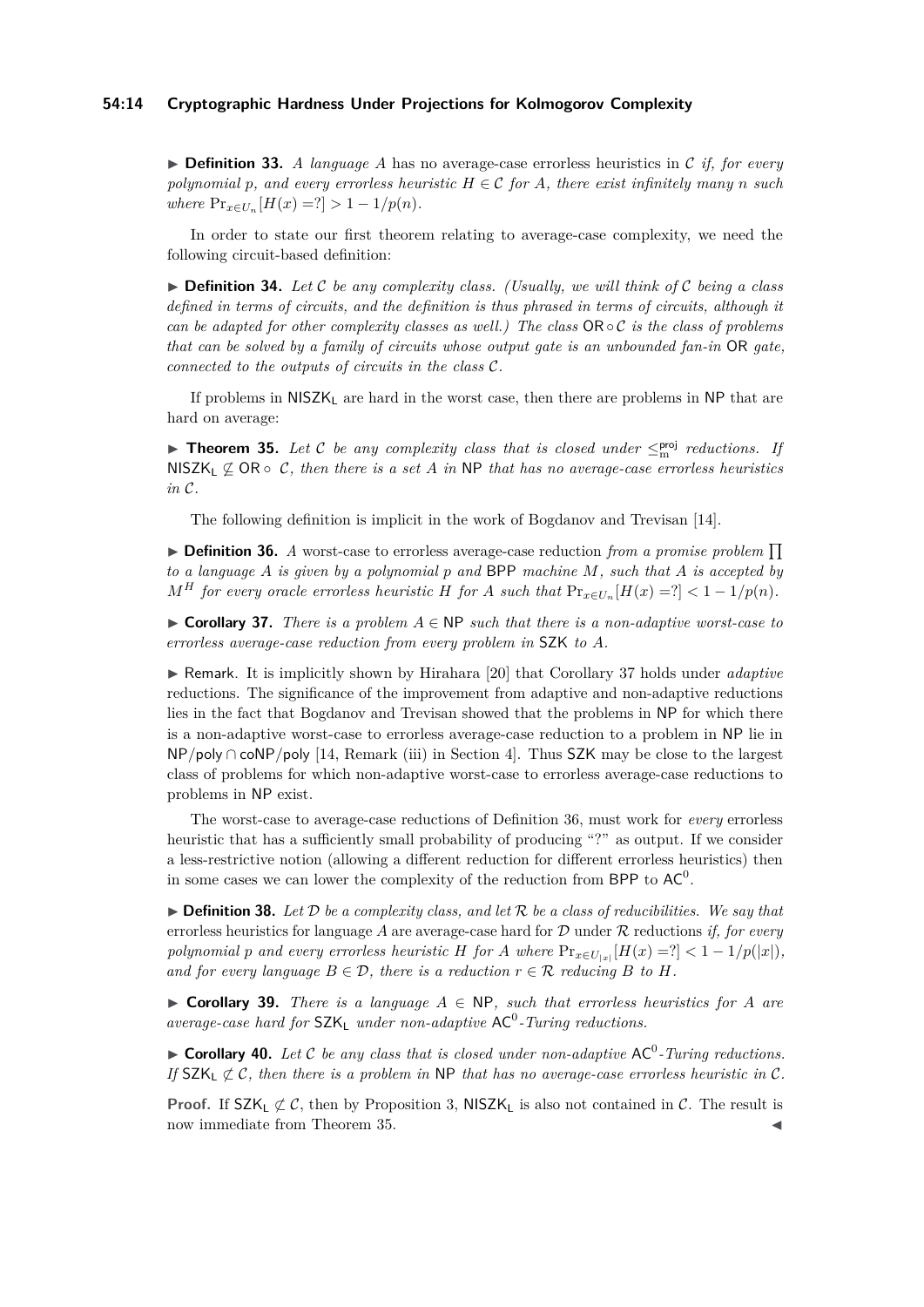▶ **Definition 33.** *A language $A$ has no average-case errorless heuristics in $\mathcal{C}$ if, for every polynomial $p$, and every errorless heuristic $H \in \mathcal{C}$ for $A$, there exist infinitely many $n$ such where $\Pr_{x \in U_n}[H(x) = ?] > 1 - 1/p(n)$.*

In order to state our first theorem relating to average-case complexity, we need the following circuit-based definition:

▶ **Definition 34.** *Let $\mathcal{C}$ be any complexity class. (Usually, we will think of $\mathcal{C}$ being a class defined in terms of circuits, and the definition is thus phrased in terms of circuits, although it can be adapted for other complexity classes as well.) The class $\mathsf{OR} \circ \mathcal{C}$ is the class of problems that can be solved by a family of circuits whose output gate is an unbounded fan-in $\mathsf{OR}$ gate, connected to the outputs of circuits in the class $\mathcal{C}$.*

If problems in $\mathsf{NISZK_L}$ are hard in the worst case, then there are problems in $\mathsf{NP}$ that are hard on average:

▶ **Theorem 35.** *Let $\mathcal{C}$ be any complexity class that is closed under $\leq_m^{\mathsf{proj}}$ reductions. If $\mathsf{NISZK_L} \not\subseteq \mathsf{OR} \circ\ \mathcal{C}$, then there is a set $A$ in $\mathsf{NP}$ that has no average-case errorless heuristics in $\mathcal{C}$.*

The following definition is implicit in the work of Bogdanov and Trevisan [14].

▶ **Definition 36.** *A* worst-case to errorless average-case reduction *from a promise problem $\prod$ to a language $A$ is given by a polynomial $p$ and $\mathsf{BPP}$ machine $M$, such that $A$ is accepted by $M^H$ for every oracle errorless heuristic $H$ for $A$ such that $\Pr_{x \in U_n}[H(x) = ?] < 1 - 1/p(n)$.*

▶ **Corollary 37.** *There is a problem $A \in \mathsf{NP}$ such that there is a non-adaptive worst-case to errorless average-case reduction from every problem in $\mathsf{SZK}$ to $A$.*

▶ Remark. It is implicitly shown by Hirahara [20] that Corollary 37 holds under *adaptive* reductions. The significance of the improvement from adaptive and non-adaptive reductions lies in the fact that Bogdanov and Trevisan showed that the problems in $\mathsf{NP}$ for which there is a non-adaptive worst-case to errorless average-case reduction to a problem in $\mathsf{NP}$ lie in $\mathsf{NP/poly} \cap \mathsf{coNP/poly}$ [14, Remark (iii) in Section 4]. Thus $\mathsf{SZK}$ may be close to the largest class of problems for which non-adaptive worst-case to errorless average-case reductions to problems in $\mathsf{NP}$ exist.

The worst-case to average-case reductions of Definition 36, must work for *every* errorless heuristic that has a sufficiently small probability of producing "?" as output. If we consider a less-restrictive notion (allowing a different reduction for different errorless heuristics) then in some cases we can lower the complexity of the reduction from $\mathsf{BPP}$ to $\mathsf{AC}^0$.

▶ **Definition 38.** *Let $\mathcal{D}$ be a complexity class, and let $\mathcal{R}$ be a class of reducibilities. We say that* errorless heuristics for language $A$ are average-case hard for $\mathcal{D}$ under $\mathcal{R}$ reductions *if, for every polynomial $p$ and every errorless heuristic $H$ for $A$ where $\Pr_{x \in U_{|x|}}[H(x) = ?] < 1 - 1/p(|x|)$, and for every language $B \in \mathcal{D}$, there is a reduction $r \in \mathcal{R}$ reducing $B$ to $H$.*

▶ **Corollary 39.** *There is a language $A \in \mathsf{NP}$, such that errorless heuristics for $A$ are average-case hard for $\mathsf{SZK_L}$ under non-adaptive $\mathsf{AC}^0$-Turing reductions.*

▶ **Corollary 40.** *Let $\mathcal{C}$ be any class that is closed under non-adaptive $\mathsf{AC}^0$-Turing reductions. If $\mathsf{SZK_L} \not\subseteq \mathcal{C}$, then there is a problem in $\mathsf{NP}$ that has no average-case errorless heuristic in $\mathcal{C}$.*

**Proof.** If $\mathsf{SZK_L} \not\subseteq \mathcal{C}$, then by Proposition 3, $\mathsf{NISZK_L}$ is also not contained in $\mathcal{C}$. The result is now immediate from Theorem 35. ◀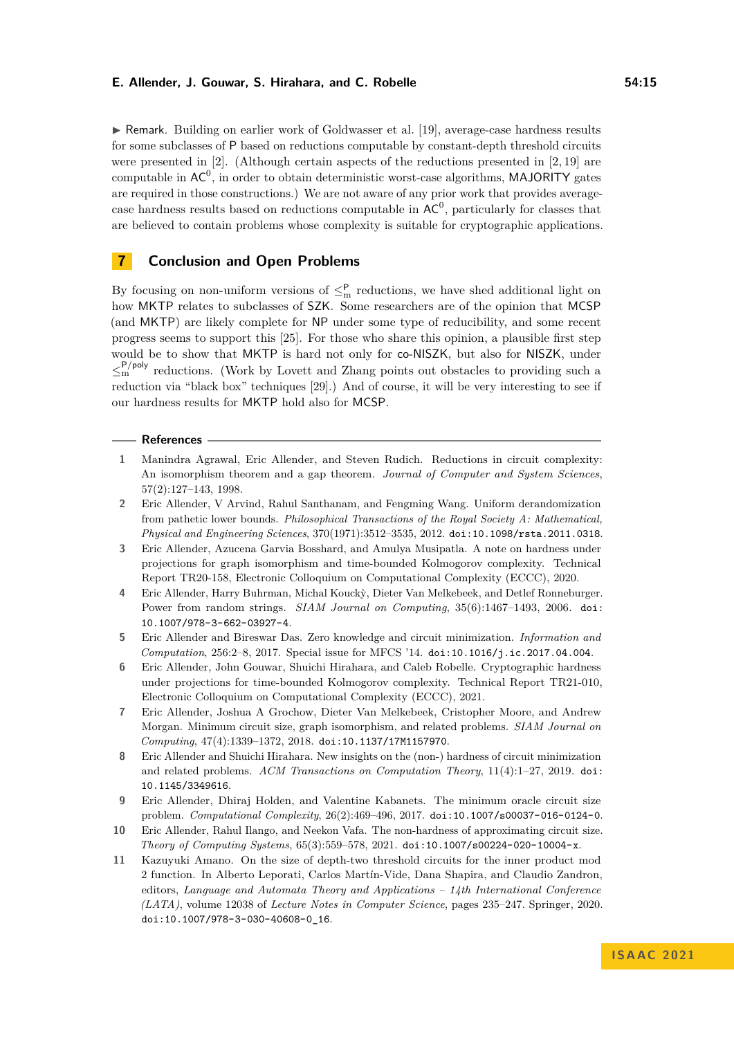▶ Remark. Building on earlier work of Goldwasser et al. [19], average-case hardness results for some subclasses of P based on reductions computable by constant-depth threshold circuits were presented in [2]. (Although certain aspects of the reductions presented in [2, 19] are computable in $\mathsf{AC}^0$, in order to obtain deterministic worst-case algorithms, MAJORITY gates are required in those constructions.) We are not aware of any prior work that provides average-case hardness results based on reductions computable in $\mathsf{AC}^0$, particularly for classes that are believed to contain problems whose complexity is suitable for cryptographic applications.

## 7 Conclusion and Open Problems

By focusing on non-uniform versions of $\leq_m^{\mathsf{P}}$ reductions, we have shed additional light on how MKTP relates to subclasses of SZK. Some researchers are of the opinion that MCSP (and MKTP) are likely complete for NP under some type of reducibility, and some recent progress seems to support this [25]. For those who share this opinion, a plausible first step would be to show that MKTP is hard not only for co-NISZK, but also for NISZK, under $\leq_m^{\mathsf{P/poly}}$ reductions. (Work by Lovett and Zhang points out obstacles to providing such a reduction via "black box" techniques [29].) And of course, it will be very interesting to see if our hardness results for MKTP hold also for MCSP.

## References

1. Manindra Agrawal, Eric Allender, and Steven Rudich. Reductions in circuit complexity: An isomorphism theorem and a gap theorem. *Journal of Computer and System Sciences*, 57(2):127–143, 1998.
2. Eric Allender, V Arvind, Rahul Santhanam, and Fengming Wang. Uniform derandomization from pathetic lower bounds. *Philosophical Transactions of the Royal Society A: Mathematical, Physical and Engineering Sciences*, 370(1971):3512–3535, 2012. doi:10.1098/rsta.2011.0318.
3. Eric Allender, Azucena Garvia Bosshard, and Amulya Musipatla. A note on hardness under projections for graph isomorphism and time-bounded Kolmogorov complexity. Technical Report TR20-158, Electronic Colloquium on Computational Complexity (ECCC), 2020.
4. Eric Allender, Harry Buhrman, Michal Koucký, Dieter Van Melkebeek, and Detlef Ronneburger. Power from random strings. *SIAM Journal on Computing*, 35(6):1467–1493, 2006. doi:10.1007/978-3-662-03927-4.
5. Eric Allender and Bireswar Das. Zero knowledge and circuit minimization. *Information and Computation*, 256:2–8, 2017. Special issue for MFCS '14. doi:10.1016/j.ic.2017.04.004.
6. Eric Allender, John Gouwar, Shuichi Hirahara, and Caleb Robelle. Cryptographic hardness under projections for time-bounded Kolmogorov complexity. Technical Report TR21-010, Electronic Colloquium on Computational Complexity (ECCC), 2021.
7. Eric Allender, Joshua A Grochow, Dieter Van Melkebeek, Cristopher Moore, and Andrew Morgan. Minimum circuit size, graph isomorphism, and related problems. *SIAM Journal on Computing*, 47(4):1339–1372, 2018. doi:10.1137/17M1157970.
8. Eric Allender and Shuichi Hirahara. New insights on the (non-) hardness of circuit minimization and related problems. *ACM Transactions on Computation Theory*, 11(4):1–27, 2019. doi:10.1145/3349616.
9. Eric Allender, Dhiraj Holden, and Valentine Kabanets. The minimum oracle circuit size problem. *Computational Complexity*, 26(2):469–496, 2017. doi:10.1007/s00037-016-0124-0.
10. Eric Allender, Rahul Ilango, and Neekon Vafa. The non-hardness of approximating circuit size. *Theory of Computing Systems*, 65(3):559–578, 2021. doi:10.1007/s00224-020-10004-x.
11. Kazuyuki Amano. On the size of depth-two threshold circuits for the inner product mod 2 function. In Alberto Leporati, Carlos Martín-Vide, Dana Shapira, and Claudio Zandron, editors, *Language and Automata Theory and Applications – 14th International Conference (LATA)*, volume 12038 of *Lecture Notes in Computer Science*, pages 235–247. Springer, 2020. doi:10.1007/978-3-030-40608-0_16.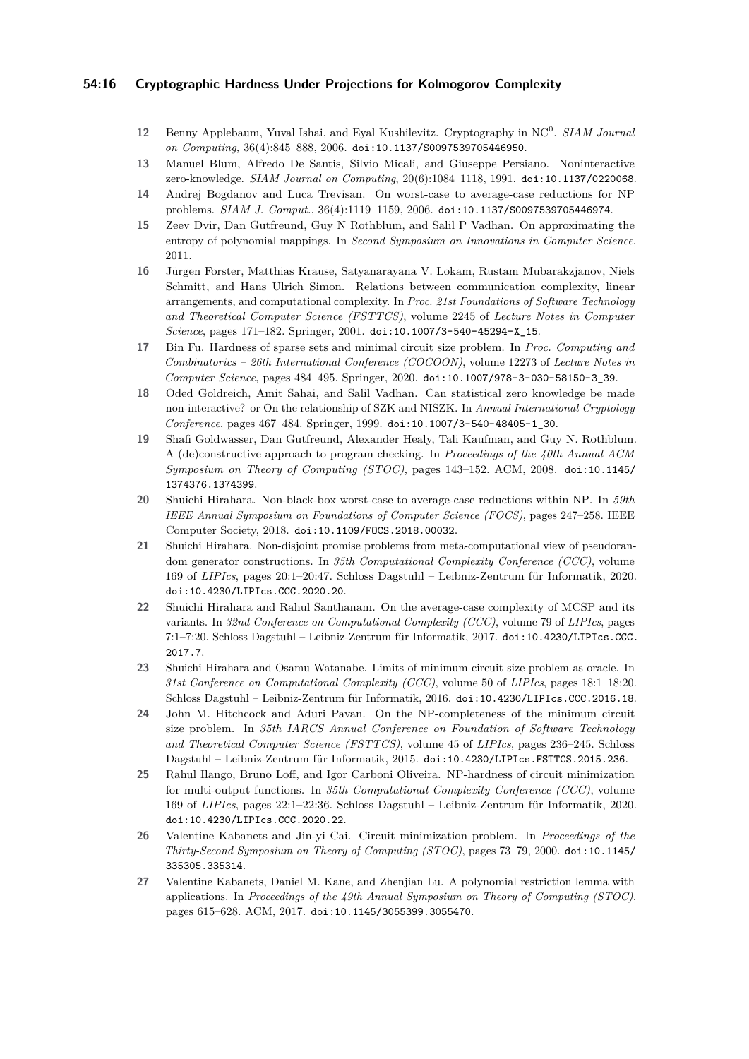12 Benny Applebaum, Yuval Ishai, and Eyal Kushilevitz. Cryptography in $NC^0$. *SIAM Journal on Computing*, 36(4):845–888, 2006. doi:10.1137/S0097539705446950.

13 Manuel Blum, Alfredo De Santis, Silvio Micali, and Giuseppe Persiano. Noninteractive zero-knowledge. *SIAM Journal on Computing*, 20(6):1084–1118, 1991. doi:10.1137/0220068.

14 Andrej Bogdanov and Luca Trevisan. On worst-case to average-case reductions for NP problems. *SIAM J. Comput.*, 36(4):1119–1159, 2006. doi:10.1137/S0097539705446974.

15 Zeev Dvir, Dan Gutfreund, Guy N Rothblum, and Salil P Vadhan. On approximating the entropy of polynomial mappings. In *Second Symposium on Innovations in Computer Science*, 2011.

16 Jürgen Forster, Matthias Krause, Satyanarayana V. Lokam, Rustam Mubarakzjanov, Niels Schmitt, and Hans Ulrich Simon. Relations between communication complexity, linear arrangements, and computational complexity. In *Proc. 21st Foundations of Software Technology and Theoretical Computer Science (FSTTCS)*, volume 2245 of *Lecture Notes in Computer Science*, pages 171–182. Springer, 2001. doi:10.1007/3-540-45294-X_15.

17 Bin Fu. Hardness of sparse sets and minimal circuit size problem. In *Proc. Computing and Combinatorics – 26th International Conference (COCOON)*, volume 12273 of *Lecture Notes in Computer Science*, pages 484–495. Springer, 2020. doi:10.1007/978-3-030-58150-3_39.

18 Oded Goldreich, Amit Sahai, and Salil Vadhan. Can statistical zero knowledge be made non-interactive? or On the relationship of SZK and NISZK. In *Annual International Cryptology Conference*, pages 467–484. Springer, 1999. doi:10.1007/3-540-48405-1_30.

19 Shafi Goldwasser, Dan Gutfreund, Alexander Healy, Tali Kaufman, and Guy N. Rothblum. A (de)constructive approach to program checking. In *Proceedings of the 40th Annual ACM Symposium on Theory of Computing (STOC)*, pages 143–152. ACM, 2008. doi:10.1145/1374376.1374399.

20 Shuichi Hirahara. Non-black-box worst-case to average-case reductions within NP. In *59th IEEE Annual Symposium on Foundations of Computer Science (FOCS)*, pages 247–258. IEEE Computer Society, 2018. doi:10.1109/FOCS.2018.00032.

21 Shuichi Hirahara. Non-disjoint promise problems from meta-computational view of pseudorandom generator constructions. In *35th Computational Complexity Conference (CCC)*, volume 169 of *LIPIcs*, pages 20:1–20:47. Schloss Dagstuhl – Leibniz-Zentrum für Informatik, 2020. doi:10.4230/LIPIcs.CCC.2020.20.

22 Shuichi Hirahara and Rahul Santhanam. On the average-case complexity of MCSP and its variants. In *32nd Conference on Computational Complexity (CCC)*, volume 79 of *LIPIcs*, pages 7:1–7:20. Schloss Dagstuhl – Leibniz-Zentrum für Informatik, 2017. doi:10.4230/LIPIcs.CCC.2017.7.

23 Shuichi Hirahara and Osamu Watanabe. Limits of minimum circuit size problem as oracle. In *31st Conference on Computational Complexity (CCC)*, volume 50 of *LIPIcs*, pages 18:1–18:20. Schloss Dagstuhl – Leibniz-Zentrum für Informatik, 2016. doi:10.4230/LIPIcs.CCC.2016.18.

24 John M. Hitchcock and Aduri Pavan. On the NP-completeness of the minimum circuit size problem. In *35th IARCS Annual Conference on Foundation of Software Technology and Theoretical Computer Science (FSTTCS)*, volume 45 of *LIPIcs*, pages 236–245. Schloss Dagstuhl – Leibniz-Zentrum für Informatik, 2015. doi:10.4230/LIPIcs.FSTTCS.2015.236.

25 Rahul Ilango, Bruno Loff, and Igor Carboni Oliveira. NP-hardness of circuit minimization for multi-output functions. In *35th Computational Complexity Conference (CCC)*, volume 169 of *LIPIcs*, pages 22:1–22:36. Schloss Dagstuhl – Leibniz-Zentrum für Informatik, 2020. doi:10.4230/LIPIcs.CCC.2020.22.

26 Valentine Kabanets and Jin-yi Cai. Circuit minimization problem. In *Proceedings of the Thirty-Second Symposium on Theory of Computing (STOC)*, pages 73–79, 2000. doi:10.1145/335305.335314.

27 Valentine Kabanets, Daniel M. Kane, and Zhenjian Lu. A polynomial restriction lemma with applications. In *Proceedings of the 49th Annual Symposium on Theory of Computing (STOC)*, pages 615–628. ACM, 2017. doi:10.1145/3055399.3055470.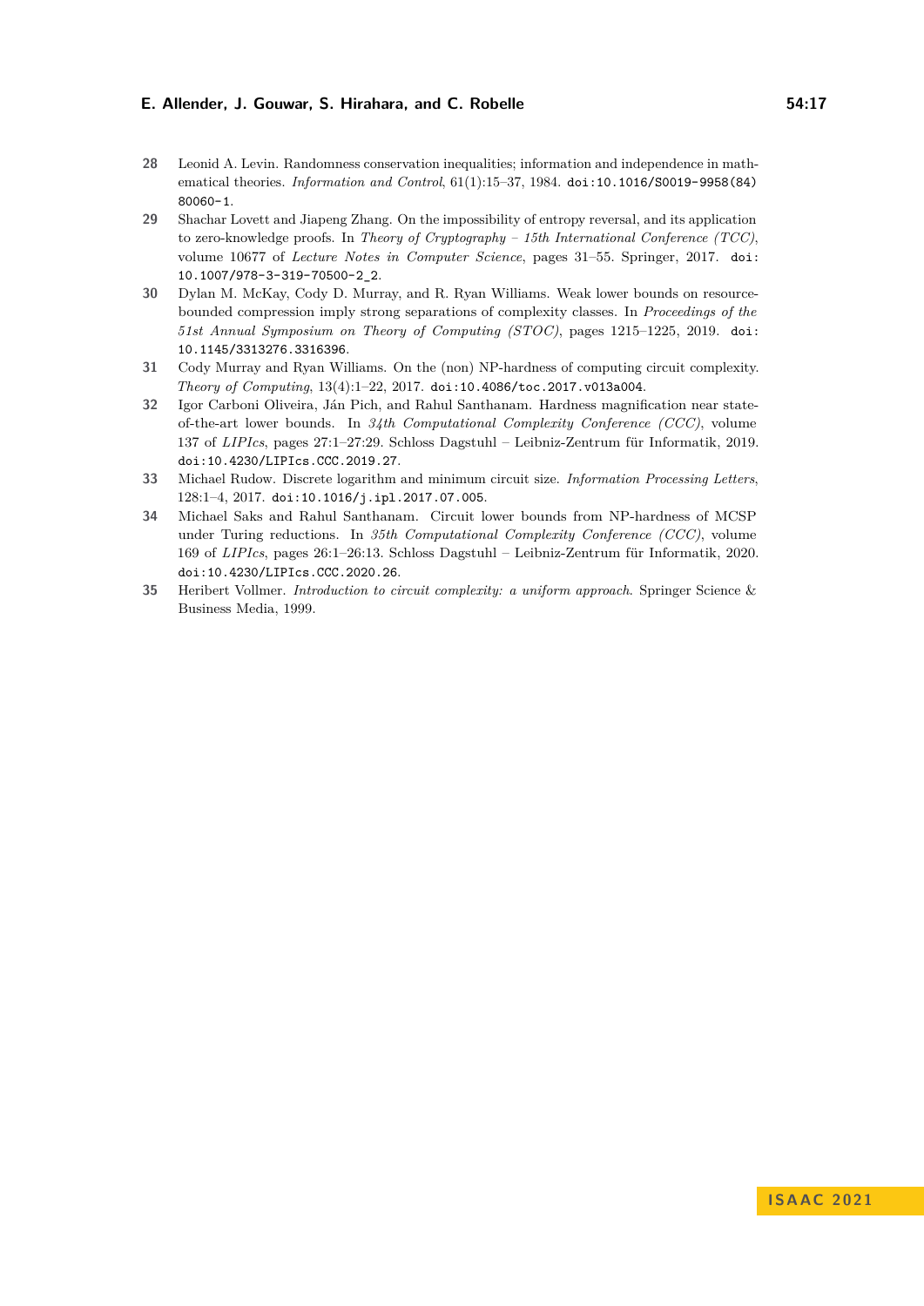28. Leonid A. Levin. Randomness conservation inequalities; information and independence in mathematical theories. *Information and Control*, 61(1):15–37, 1984. doi:10.1016/S0019-9958(84)80060-1.
29. Shachar Lovett and Jiapeng Zhang. On the impossibility of entropy reversal, and its application to zero-knowledge proofs. In *Theory of Cryptography – 15th International Conference (TCC)*, volume 10677 of *Lecture Notes in Computer Science*, pages 31–55. Springer, 2017. doi:10.1007/978-3-319-70500-2_2.
30. Dylan M. McKay, Cody D. Murray, and R. Ryan Williams. Weak lower bounds on resource-bounded compression imply strong separations of complexity classes. In *Proceedings of the 51st Annual Symposium on Theory of Computing (STOC)*, pages 1215–1225, 2019. doi:10.1145/3313276.3316396.
31. Cody Murray and Ryan Williams. On the (non) NP-hardness of computing circuit complexity. *Theory of Computing*, 13(4):1–22, 2017. doi:10.4086/toc.2017.v013a004.
32. Igor Carboni Oliveira, Ján Pich, and Rahul Santhanam. Hardness magnification near state-of-the-art lower bounds. In *34th Computational Complexity Conference (CCC)*, volume 137 of *LIPIcs*, pages 27:1–27:29. Schloss Dagstuhl – Leibniz-Zentrum für Informatik, 2019. doi:10.4230/LIPIcs.CCC.2019.27.
33. Michael Rudow. Discrete logarithm and minimum circuit size. *Information Processing Letters*, 128:1–4, 2017. doi:10.1016/j.ipl.2017.07.005.
34. Michael Saks and Rahul Santhanam. Circuit lower bounds from NP-hardness of MCSP under Turing reductions. In *35th Computational Complexity Conference (CCC)*, volume 169 of *LIPIcs*, pages 26:1–26:13. Schloss Dagstuhl – Leibniz-Zentrum für Informatik, 2020. doi:10.4230/LIPIcs.CCC.2020.26.
35. Heribert Vollmer. *Introduction to circuit complexity: a uniform approach*. Springer Science & Business Media, 1999.